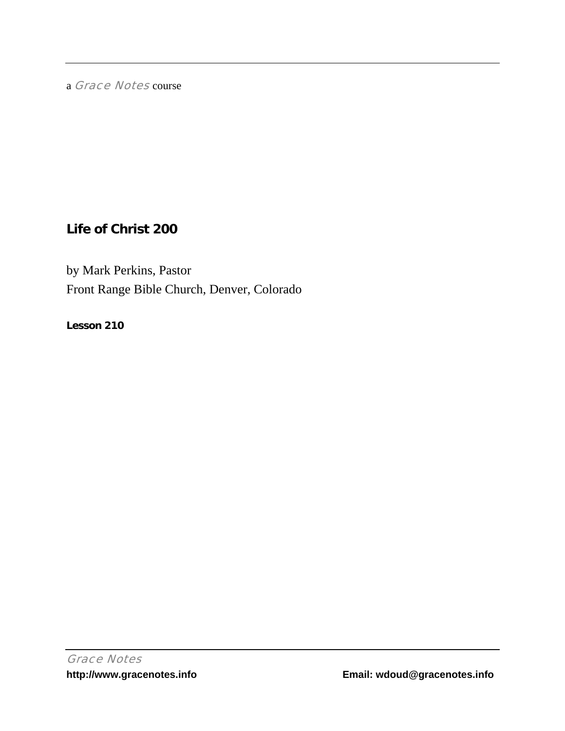a *Grace Notes* course

## Life of Christ 200

by Mark Perkins, Pastor
Front Range Bible Church, Denver, Colorado

**Lesson 210**

*Grace Notes*
**http://www.gracenotes.info** **Email: wdoud@gracenotes.info**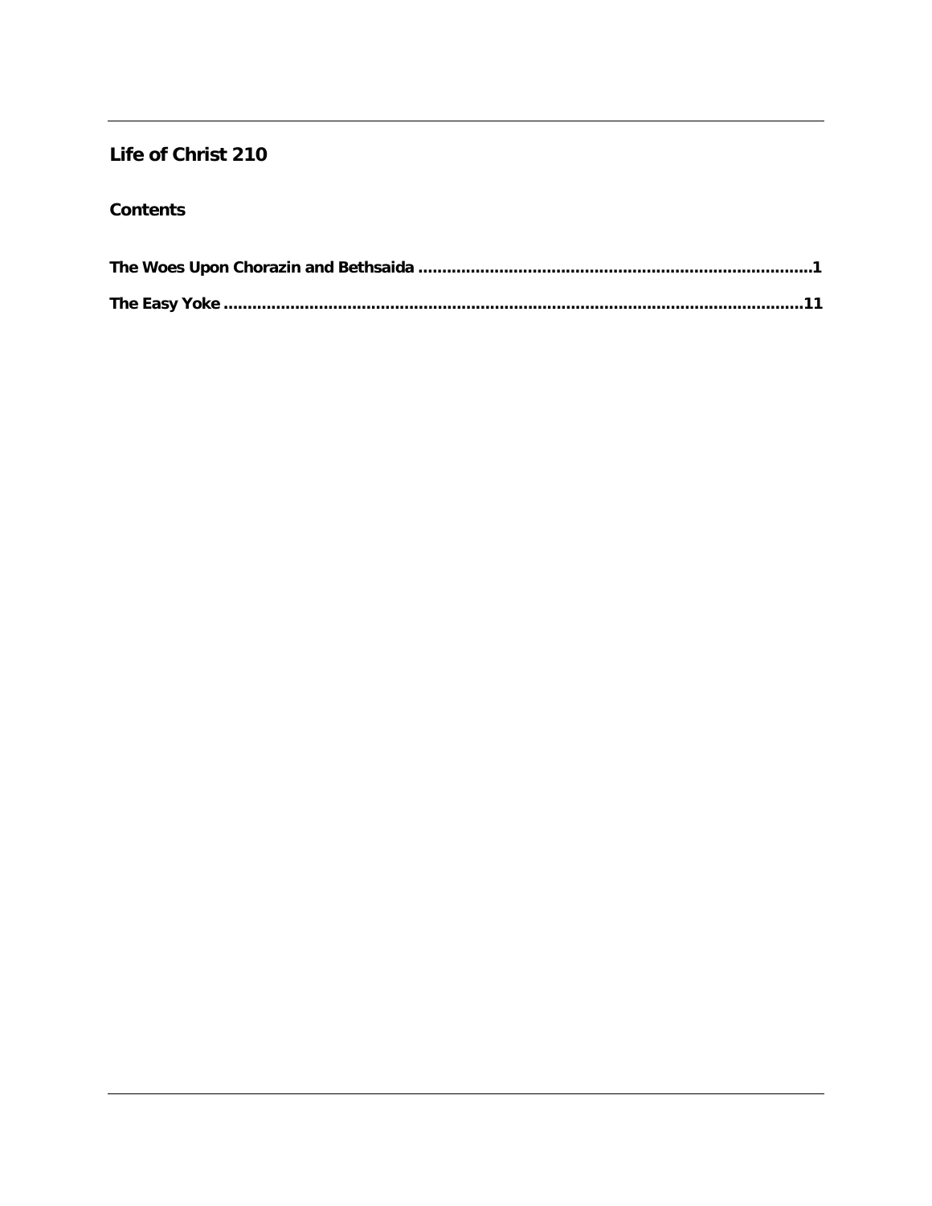# Life of Christ 210

## Contents

**The Woes Upon Chorazin and Bethsaida ........................................................................................1**

**The Easy Yoke ..............................................................................................................................11**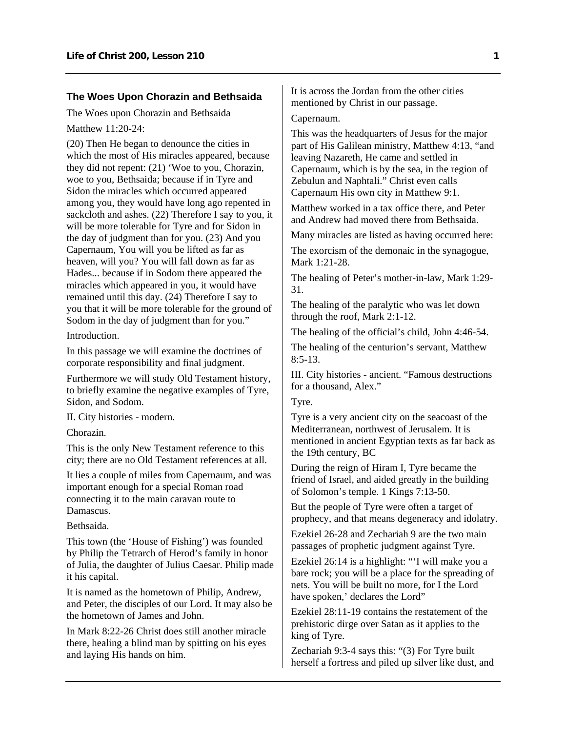### The Woes Upon Chorazin and Bethsaida

The Woes upon Chorazin and Bethsaida

Matthew 11:20-24:

(20) Then He began to denounce the cities in which the most of His miracles appeared, because they did not repent: (21) 'Woe to you, Chorazin, woe to you, Bethsaida; because if in Tyre and Sidon the miracles which occurred appeared among you, they would have long ago repented in sackcloth and ashes. (22) Therefore I say to you, it will be more tolerable for Tyre and for Sidon in the day of judgment than for you. (23) And you Capernaum, You will you be lifted as far as heaven, will you? You will fall down as far as Hades... because if in Sodom there appeared the miracles which appeared in you, it would have remained until this day. (24) Therefore I say to you that it will be more tolerable for the ground of Sodom in the day of judgment than for you."

Introduction.

In this passage we will examine the doctrines of corporate responsibility and final judgment.

Furthermore we will study Old Testament history, to briefly examine the negative examples of Tyre, Sidon, and Sodom.

II. City histories - modern.

Chorazin.

This is the only New Testament reference to this city; there are no Old Testament references at all.

It lies a couple of miles from Capernaum, and was important enough for a special Roman road connecting it to the main caravan route to Damascus.

Bethsaida.

This town (the 'House of Fishing') was founded by Philip the Tetrarch of Herod's family in honor of Julia, the daughter of Julius Caesar. Philip made it his capital.

It is named as the hometown of Philip, Andrew, and Peter, the disciples of our Lord. It may also be the hometown of James and John.

In Mark 8:22-26 Christ does still another miracle there, healing a blind man by spitting on his eyes and laying His hands on him.

It is across the Jordan from the other cities mentioned by Christ in our passage.

Capernaum.

This was the headquarters of Jesus for the major part of His Galilean ministry, Matthew 4:13, "and leaving Nazareth, He came and settled in Capernaum, which is by the sea, in the region of Zebulun and Naphtali." Christ even calls Capernaum His own city in Matthew 9:1.

Matthew worked in a tax office there, and Peter and Andrew had moved there from Bethsaida.

Many miracles are listed as having occurred here:

The exorcism of the demonaic in the synagogue, Mark 1:21-28.

The healing of Peter's mother-in-law, Mark 1:29-31.

The healing of the paralytic who was let down through the roof, Mark 2:1-12.

The healing of the official's child, John 4:46-54.

The healing of the centurion's servant, Matthew 8:5-13.

III. City histories - ancient. "Famous destructions for a thousand, Alex."

Tyre.

Tyre is a very ancient city on the seacoast of the Mediterranean, northwest of Jerusalem. It is mentioned in ancient Egyptian texts as far back as the 19th century, BC

During the reign of Hiram I, Tyre became the friend of Israel, and aided greatly in the building of Solomon's temple. 1 Kings 7:13-50.

But the people of Tyre were often a target of prophecy, and that means degeneracy and idolatry.

Ezekiel 26-28 and Zechariah 9 are the two main passages of prophetic judgment against Tyre.

Ezekiel 26:14 is a highlight: "'I will make you a bare rock; you will be a place for the spreading of nets. You will be built no more, for I the Lord have spoken,' declares the Lord"

Ezekiel 28:11-19 contains the restatement of the prehistoric dirge over Satan as it applies to the king of Tyre.

Zechariah 9:3-4 says this: "(3) For Tyre built herself a fortress and piled up silver like dust, and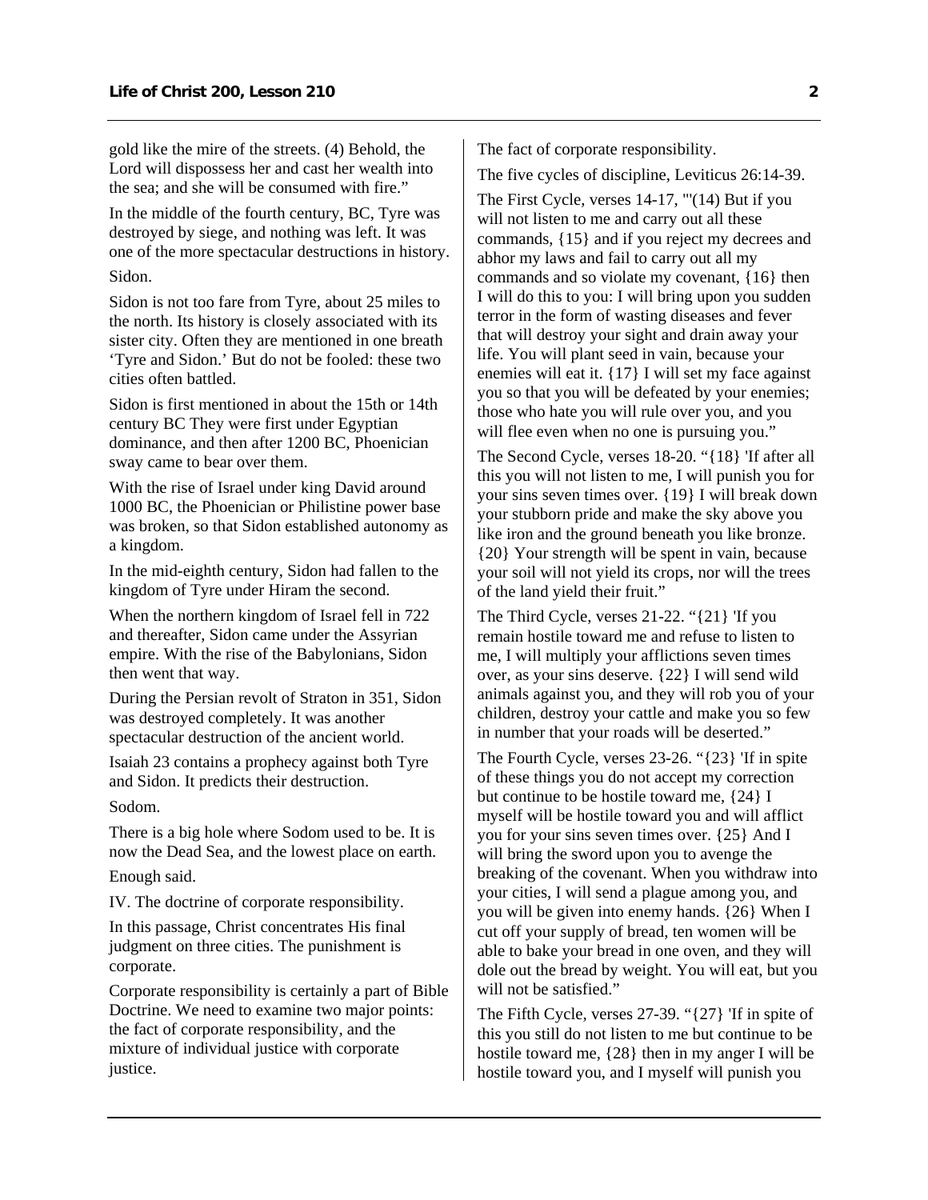gold like the mire of the streets. (4) Behold, the Lord will dispossess her and cast her wealth into the sea; and she will be consumed with fire."

In the middle of the fourth century, BC, Tyre was destroyed by siege, and nothing was left. It was one of the more spectacular destructions in history.

Sidon.

Sidon is not too fare from Tyre, about 25 miles to the north. Its history is closely associated with its sister city. Often they are mentioned in one breath 'Tyre and Sidon.' But do not be fooled: these two cities often battled.

Sidon is first mentioned in about the 15th or 14th century BC They were first under Egyptian dominance, and then after 1200 BC, Phoenician sway came to bear over them.

With the rise of Israel under king David around 1000 BC, the Phoenician or Philistine power base was broken, so that Sidon established autonomy as a kingdom.

In the mid-eighth century, Sidon had fallen to the kingdom of Tyre under Hiram the second.

When the northern kingdom of Israel fell in 722 and thereafter, Sidon came under the Assyrian empire. With the rise of the Babylonians, Sidon then went that way.

During the Persian revolt of Straton in 351, Sidon was destroyed completely. It was another spectacular destruction of the ancient world.

Isaiah 23 contains a prophecy against both Tyre and Sidon. It predicts their destruction.

Sodom.

There is a big hole where Sodom used to be. It is now the Dead Sea, and the lowest place on earth.

Enough said.

IV. The doctrine of corporate responsibility.

In this passage, Christ concentrates His final judgment on three cities. The punishment is corporate.

Corporate responsibility is certainly a part of Bible Doctrine. We need to examine two major points: the fact of corporate responsibility, and the mixture of individual justice with corporate justice.

The fact of corporate responsibility.

The five cycles of discipline, Leviticus 26:14-39.

The First Cycle, verses 14-17, "'(14) But if you will not listen to me and carry out all these commands, {15} and if you reject my decrees and abhor my laws and fail to carry out all my commands and so violate my covenant, {16} then I will do this to you: I will bring upon you sudden terror in the form of wasting diseases and fever that will destroy your sight and drain away your life. You will plant seed in vain, because your enemies will eat it. {17} I will set my face against you so that you will be defeated by your enemies; those who hate you will rule over you, and you will flee even when no one is pursuing you."

The Second Cycle, verses 18-20. "{18} 'If after all this you will not listen to me, I will punish you for your sins seven times over. {19} I will break down your stubborn pride and make the sky above you like iron and the ground beneath you like bronze. {20} Your strength will be spent in vain, because your soil will not yield its crops, nor will the trees of the land yield their fruit."

The Third Cycle, verses 21-22. "{21} 'If you remain hostile toward me and refuse to listen to me, I will multiply your afflictions seven times over, as your sins deserve. {22} I will send wild animals against you, and they will rob you of your children, destroy your cattle and make you so few in number that your roads will be deserted."

The Fourth Cycle, verses 23-26. "{23} 'If in spite of these things you do not accept my correction but continue to be hostile toward me, {24} I myself will be hostile toward you and will afflict you for your sins seven times over. {25} And I will bring the sword upon you to avenge the breaking of the covenant. When you withdraw into your cities, I will send a plague among you, and you will be given into enemy hands. {26} When I cut off your supply of bread, ten women will be able to bake your bread in one oven, and they will dole out the bread by weight. You will eat, but you will not be satisfied."

The Fifth Cycle, verses 27-39. "{27} 'If in spite of this you still do not listen to me but continue to be hostile toward me, {28} then in my anger I will be hostile toward you, and I myself will punish you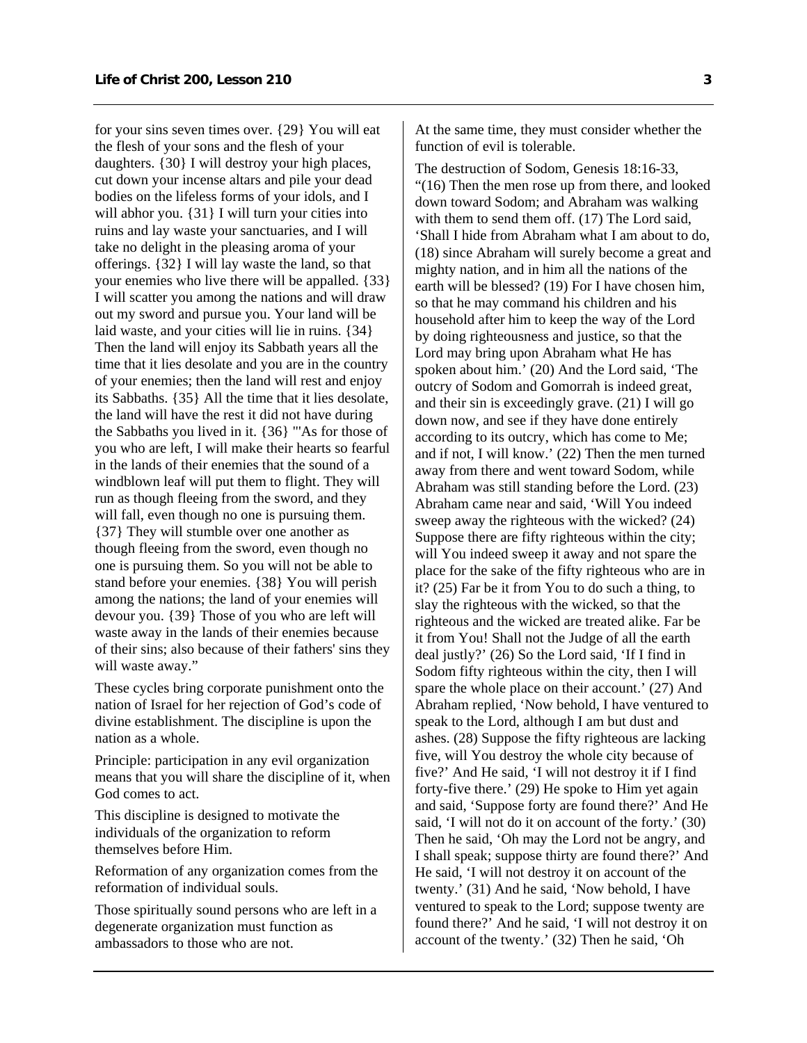for your sins seven times over. {29} You will eat the flesh of your sons and the flesh of your daughters. {30} I will destroy your high places, cut down your incense altars and pile your dead bodies on the lifeless forms of your idols, and I will abhor you. {31} I will turn your cities into ruins and lay waste your sanctuaries, and I will take no delight in the pleasing aroma of your offerings. {32} I will lay waste the land, so that your enemies who live there will be appalled. {33} I will scatter you among the nations and will draw out my sword and pursue you. Your land will be laid waste, and your cities will lie in ruins. {34} Then the land will enjoy its Sabbath years all the time that it lies desolate and you are in the country of your enemies; then the land will rest and enjoy its Sabbaths. {35} All the time that it lies desolate, the land will have the rest it did not have during the Sabbaths you lived in it. {36} "'As for those of you who are left, I will make their hearts so fearful in the lands of their enemies that the sound of a windblown leaf will put them to flight. They will run as though fleeing from the sword, and they will fall, even though no one is pursuing them. {37} They will stumble over one another as though fleeing from the sword, even though no one is pursuing them. So you will not be able to stand before your enemies. {38} You will perish among the nations; the land of your enemies will devour you. {39} Those of you who are left will waste away in the lands of their enemies because of their sins; also because of their fathers' sins they will waste away."

These cycles bring corporate punishment onto the nation of Israel for her rejection of God's code of divine establishment. The discipline is upon the nation as a whole.

Principle: participation in any evil organization means that you will share the discipline of it, when God comes to act.

This discipline is designed to motivate the individuals of the organization to reform themselves before Him.

Reformation of any organization comes from the reformation of individual souls.

Those spiritually sound persons who are left in a degenerate organization must function as ambassadors to those who are not.

At the same time, they must consider whether the function of evil is tolerable.

The destruction of Sodom, Genesis 18:16-33, "(16) Then the men rose up from there, and looked down toward Sodom; and Abraham was walking with them to send them off. (17) The Lord said, 'Shall I hide from Abraham what I am about to do, (18) since Abraham will surely become a great and mighty nation, and in him all the nations of the earth will be blessed? (19) For I have chosen him, so that he may command his children and his household after him to keep the way of the Lord by doing righteousness and justice, so that the Lord may bring upon Abraham what He has spoken about him.' (20) And the Lord said, 'The outcry of Sodom and Gomorrah is indeed great, and their sin is exceedingly grave. (21) I will go down now, and see if they have done entirely according to its outcry, which has come to Me; and if not, I will know.' (22) Then the men turned away from there and went toward Sodom, while Abraham was still standing before the Lord. (23) Abraham came near and said, 'Will You indeed sweep away the righteous with the wicked? (24) Suppose there are fifty righteous within the city; will You indeed sweep it away and not spare the place for the sake of the fifty righteous who are in it? (25) Far be it from You to do such a thing, to slay the righteous with the wicked, so that the righteous and the wicked are treated alike. Far be it from You! Shall not the Judge of all the earth deal justly?' (26) So the Lord said, 'If I find in Sodom fifty righteous within the city, then I will spare the whole place on their account.' (27) And Abraham replied, 'Now behold, I have ventured to speak to the Lord, although I am but dust and ashes. (28) Suppose the fifty righteous are lacking five, will You destroy the whole city because of five?' And He said, 'I will not destroy it if I find forty-five there.' (29) He spoke to Him yet again and said, 'Suppose forty are found there?' And He said, 'I will not do it on account of the forty.' (30) Then he said, 'Oh may the Lord not be angry, and I shall speak; suppose thirty are found there?' And He said, 'I will not destroy it on account of the twenty.' (31) And he said, 'Now behold, I have ventured to speak to the Lord; suppose twenty are found there?' And he said, 'I will not destroy it on account of the twenty.' (32) Then he said, 'Oh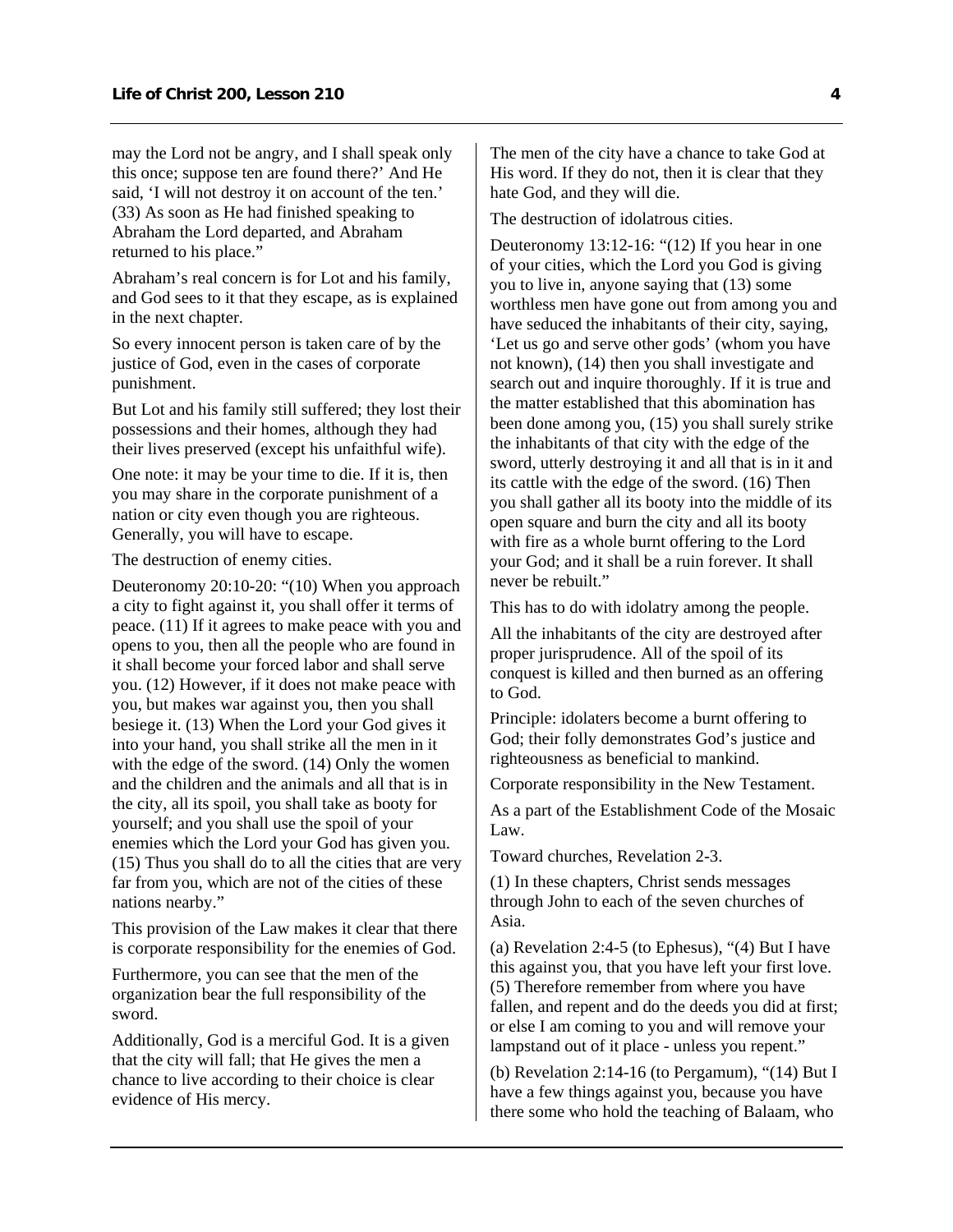may the Lord not be angry, and I shall speak only this once; suppose ten are found there?' And He said, 'I will not destroy it on account of the ten.' (33) As soon as He had finished speaking to Abraham the Lord departed, and Abraham returned to his place."

Abraham's real concern is for Lot and his family, and God sees to it that they escape, as is explained in the next chapter.

So every innocent person is taken care of by the justice of God, even in the cases of corporate punishment.

But Lot and his family still suffered; they lost their possessions and their homes, although they had their lives preserved (except his unfaithful wife).

One note: it may be your time to die. If it is, then you may share in the corporate punishment of a nation or city even though you are righteous. Generally, you will have to escape.

The destruction of enemy cities.

Deuteronomy 20:10-20: "(10) When you approach a city to fight against it, you shall offer it terms of peace. (11) If it agrees to make peace with you and opens to you, then all the people who are found in it shall become your forced labor and shall serve you. (12) However, if it does not make peace with you, but makes war against you, then you shall besiege it. (13) When the Lord your God gives it into your hand, you shall strike all the men in it with the edge of the sword. (14) Only the women and the children and the animals and all that is in the city, all its spoil, you shall take as booty for yourself; and you shall use the spoil of your enemies which the Lord your God has given you. (15) Thus you shall do to all the cities that are very far from you, which are not of the cities of these nations nearby."

This provision of the Law makes it clear that there is corporate responsibility for the enemies of God.

Furthermore, you can see that the men of the organization bear the full responsibility of the sword.

Additionally, God is a merciful God. It is a given that the city will fall; that He gives the men a chance to live according to their choice is clear evidence of His mercy.

The men of the city have a chance to take God at His word. If they do not, then it is clear that they hate God, and they will die.

The destruction of idolatrous cities.

Deuteronomy 13:12-16: "(12) If you hear in one of your cities, which the Lord you God is giving you to live in, anyone saying that (13) some worthless men have gone out from among you and have seduced the inhabitants of their city, saying, 'Let us go and serve other gods' (whom you have not known), (14) then you shall investigate and search out and inquire thoroughly. If it is true and the matter established that this abomination has been done among you, (15) you shall surely strike the inhabitants of that city with the edge of the sword, utterly destroying it and all that is in it and its cattle with the edge of the sword. (16) Then you shall gather all its booty into the middle of its open square and burn the city and all its booty with fire as a whole burnt offering to the Lord your God; and it shall be a ruin forever. It shall never be rebuilt."

This has to do with idolatry among the people.

All the inhabitants of the city are destroyed after proper jurisprudence. All of the spoil of its conquest is killed and then burned as an offering to God.

Principle: idolaters become a burnt offering to God; their folly demonstrates God's justice and righteousness as beneficial to mankind.

Corporate responsibility in the New Testament.

As a part of the Establishment Code of the Mosaic Law.

Toward churches, Revelation 2-3.

(1) In these chapters, Christ sends messages through John to each of the seven churches of Asia.

(a) Revelation 2:4-5 (to Ephesus), "(4) But I have this against you, that you have left your first love. (5) Therefore remember from where you have fallen, and repent and do the deeds you did at first; or else I am coming to you and will remove your lampstand out of it place - unless you repent."

(b) Revelation 2:14-16 (to Pergamum), "(14) But I have a few things against you, because you have there some who hold the teaching of Balaam, who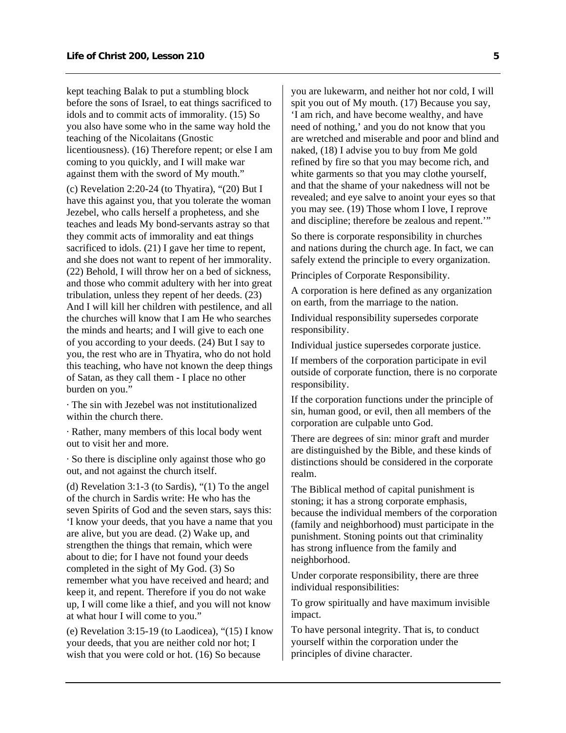kept teaching Balak to put a stumbling block before the sons of Israel, to eat things sacrificed to idols and to commit acts of immorality. (15) So you also have some who in the same way hold the teaching of the Nicolaitans (Gnostic licentiousness). (16) Therefore repent; or else I am coming to you quickly, and I will make war against them with the sword of My mouth."

(c) Revelation 2:20-24 (to Thyatira), "(20) But I have this against you, that you tolerate the woman Jezebel, who calls herself a prophetess, and she teaches and leads My bond-servants astray so that they commit acts of immorality and eat things sacrificed to idols. (21) I gave her time to repent, and she does not want to repent of her immorality. (22) Behold, I will throw her on a bed of sickness, and those who commit adultery with her into great tribulation, unless they repent of her deeds. (23) And I will kill her children with pestilence, and all the churches will know that I am He who searches the minds and hearts; and I will give to each one of you according to your deeds. (24) But I say to you, the rest who are in Thyatira, who do not hold this teaching, who have not known the deep things of Satan, as they call them - I place no other burden on you."

· The sin with Jezebel was not institutionalized within the church there.

· Rather, many members of this local body went out to visit her and more.

· So there is discipline only against those who go out, and not against the church itself.

(d) Revelation 3:1-3 (to Sardis), "(1) To the angel of the church in Sardis write: He who has the seven Spirits of God and the seven stars, says this: 'I know your deeds, that you have a name that you are alive, but you are dead. (2) Wake up, and strengthen the things that remain, which were about to die; for I have not found your deeds completed in the sight of My God. (3) So remember what you have received and heard; and keep it, and repent. Therefore if you do not wake up, I will come like a thief, and you will not know at what hour I will come to you."

(e) Revelation 3:15-19 (to Laodicea), "(15) I know your deeds, that you are neither cold nor hot; I wish that you were cold or hot. (16) So because you are lukewarm, and neither hot nor cold, I will spit you out of My mouth. (17) Because you say, 'I am rich, and have become wealthy, and have need of nothing,' and you do not know that you are wretched and miserable and poor and blind and naked, (18) I advise you to buy from Me gold refined by fire so that you may become rich, and white garments so that you may clothe yourself, and that the shame of your nakedness will not be revealed; and eye salve to anoint your eyes so that you may see. (19) Those whom I love, I reprove and discipline; therefore be zealous and repent.'"

So there is corporate responsibility in churches and nations during the church age. In fact, we can safely extend the principle to every organization.

Principles of Corporate Responsibility.

A corporation is here defined as any organization on earth, from the marriage to the nation.

Individual responsibility supersedes corporate responsibility.

Individual justice supersedes corporate justice.

If members of the corporation participate in evil outside of corporate function, there is no corporate responsibility.

If the corporation functions under the principle of sin, human good, or evil, then all members of the corporation are culpable unto God.

There are degrees of sin: minor graft and murder are distinguished by the Bible, and these kinds of distinctions should be considered in the corporate realm.

The Biblical method of capital punishment is stoning; it has a strong corporate emphasis, because the individual members of the corporation (family and neighborhood) must participate in the punishment. Stoning points out that criminality has strong influence from the family and neighborhood.

Under corporate responsibility, there are three individual responsibilities:

To grow spiritually and have maximum invisible impact.

To have personal integrity. That is, to conduct yourself within the corporation under the principles of divine character.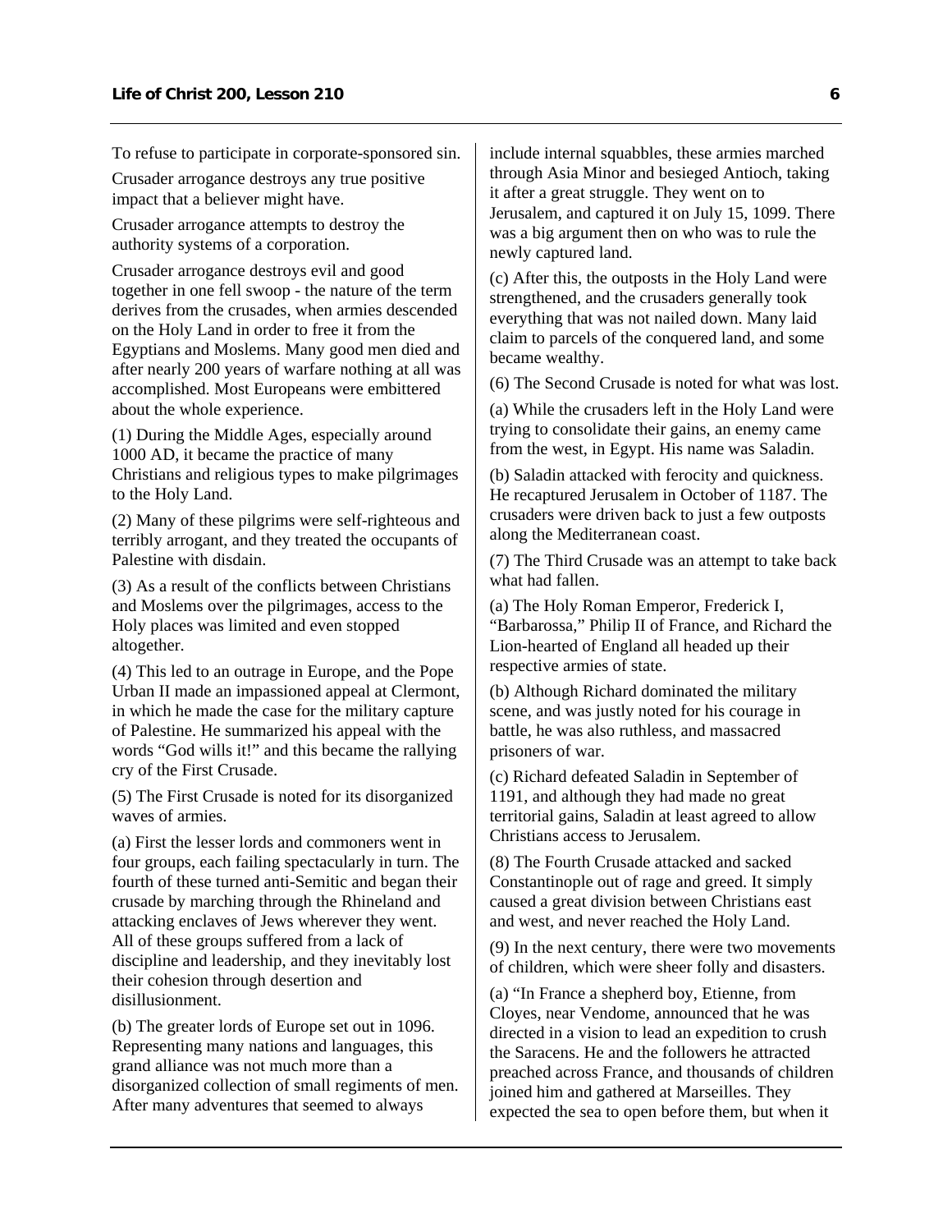To refuse to participate in corporate-sponsored sin.

Crusader arrogance destroys any true positive impact that a believer might have.

Crusader arrogance attempts to destroy the authority systems of a corporation.

Crusader arrogance destroys evil and good together in one fell swoop - the nature of the term derives from the crusades, when armies descended on the Holy Land in order to free it from the Egyptians and Moslems. Many good men died and after nearly 200 years of warfare nothing at all was accomplished. Most Europeans were embittered about the whole experience.

(1) During the Middle Ages, especially around 1000 AD, it became the practice of many Christians and religious types to make pilgrimages to the Holy Land.

(2) Many of these pilgrims were self-righteous and terribly arrogant, and they treated the occupants of Palestine with disdain.

(3) As a result of the conflicts between Christians and Moslems over the pilgrimages, access to the Holy places was limited and even stopped altogether.

(4) This led to an outrage in Europe, and the Pope Urban II made an impassioned appeal at Clermont, in which he made the case for the military capture of Palestine. He summarized his appeal with the words "God wills it!" and this became the rallying cry of the First Crusade.

(5) The First Crusade is noted for its disorganized waves of armies.

(a) First the lesser lords and commoners went in four groups, each failing spectacularly in turn. The fourth of these turned anti-Semitic and began their crusade by marching through the Rhineland and attacking enclaves of Jews wherever they went. All of these groups suffered from a lack of discipline and leadership, and they inevitably lost their cohesion through desertion and disillusionment.

(b) The greater lords of Europe set out in 1096. Representing many nations and languages, this grand alliance was not much more than a disorganized collection of small regiments of men. After many adventures that seemed to always include internal squabbles, these armies marched through Asia Minor and besieged Antioch, taking it after a great struggle. They went on to Jerusalem, and captured it on July 15, 1099. There was a big argument then on who was to rule the newly captured land.

(c) After this, the outposts in the Holy Land were strengthened, and the crusaders generally took everything that was not nailed down. Many laid claim to parcels of the conquered land, and some became wealthy.

(6) The Second Crusade is noted for what was lost.

(a) While the crusaders left in the Holy Land were trying to consolidate their gains, an enemy came from the west, in Egypt. His name was Saladin.

(b) Saladin attacked with ferocity and quickness. He recaptured Jerusalem in October of 1187. The crusaders were driven back to just a few outposts along the Mediterranean coast.

(7) The Third Crusade was an attempt to take back what had fallen.

(a) The Holy Roman Emperor, Frederick I, "Barbarossa," Philip II of France, and Richard the Lion-hearted of England all headed up their respective armies of state.

(b) Although Richard dominated the military scene, and was justly noted for his courage in battle, he was also ruthless, and massacred prisoners of war.

(c) Richard defeated Saladin in September of 1191, and although they had made no great territorial gains, Saladin at least agreed to allow Christians access to Jerusalem.

(8) The Fourth Crusade attacked and sacked Constantinople out of rage and greed. It simply caused a great division between Christians east and west, and never reached the Holy Land.

(9) In the next century, there were two movements of children, which were sheer folly and disasters.

(a) "In France a shepherd boy, Etienne, from Cloyes, near Vendome, announced that he was directed in a vision to lead an expedition to crush the Saracens. He and the followers he attracted preached across France, and thousands of children joined him and gathered at Marseilles. They expected the sea to open before them, but when it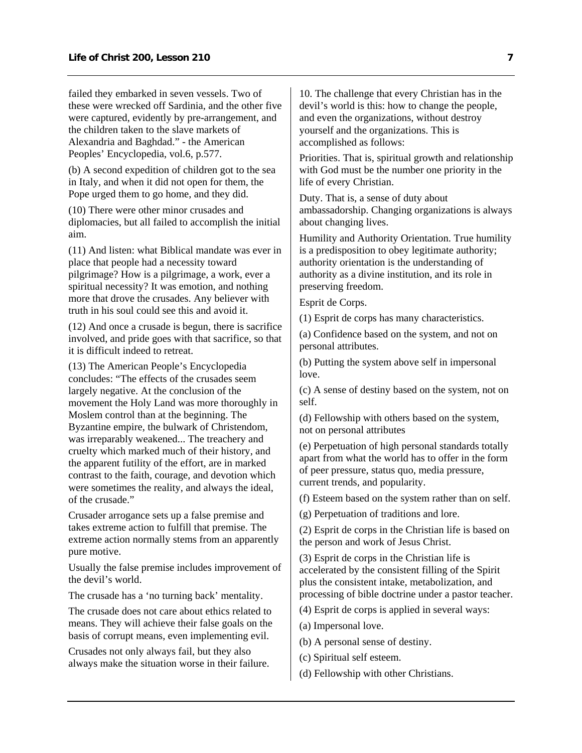failed they embarked in seven vessels. Two of these were wrecked off Sardinia, and the other five were captured, evidently by pre-arrangement, and the children taken to the slave markets of Alexandria and Baghdad." - the American Peoples' Encyclopedia, vol.6, p.577.

(b) A second expedition of children got to the sea in Italy, and when it did not open for them, the Pope urged them to go home, and they did.

(10) There were other minor crusades and diplomacies, but all failed to accomplish the initial aim.

(11) And listen: what Biblical mandate was ever in place that people had a necessity toward pilgrimage? How is a pilgrimage, a work, ever a spiritual necessity? It was emotion, and nothing more that drove the crusades. Any believer with truth in his soul could see this and avoid it.

(12) And once a crusade is begun, there is sacrifice involved, and pride goes with that sacrifice, so that it is difficult indeed to retreat.

(13) The American People's Encyclopedia concludes: "The effects of the crusades seem largely negative. At the conclusion of the movement the Holy Land was more thoroughly in Moslem control than at the beginning. The Byzantine empire, the bulwark of Christendom, was irreparably weakened... The treachery and cruelty which marked much of their history, and the apparent futility of the effort, are in marked contrast to the faith, courage, and devotion which were sometimes the reality, and always the ideal, of the crusade."

Crusader arrogance sets up a false premise and takes extreme action to fulfill that premise. The extreme action normally stems from an apparently pure motive.

Usually the false premise includes improvement of the devil's world.

The crusade has a 'no turning back' mentality.

The crusade does not care about ethics related to means. They will achieve their false goals on the basis of corrupt means, even implementing evil.

Crusades not only always fail, but they also always make the situation worse in their failure.

10. The challenge that every Christian has in the devil's world is this: how to change the people, and even the organizations, without destroy yourself and the organizations. This is accomplished as follows:

Priorities. That is, spiritual growth and relationship with God must be the number one priority in the life of every Christian.

Duty. That is, a sense of duty about ambassadorship. Changing organizations is always about changing lives.

Humility and Authority Orientation. True humility is a predisposition to obey legitimate authority; authority orientation is the understanding of authority as a divine institution, and its role in preserving freedom.

Esprit de Corps.

(1) Esprit de corps has many characteristics.

(a) Confidence based on the system, and not on personal attributes.

(b) Putting the system above self in impersonal love.

(c) A sense of destiny based on the system, not on self.

(d) Fellowship with others based on the system, not on personal attributes

(e) Perpetuation of high personal standards totally apart from what the world has to offer in the form of peer pressure, status quo, media pressure, current trends, and popularity.

(f) Esteem based on the system rather than on self.

(g) Perpetuation of traditions and lore.

(2) Esprit de corps in the Christian life is based on the person and work of Jesus Christ.

(3) Esprit de corps in the Christian life is accelerated by the consistent filling of the Spirit plus the consistent intake, metabolization, and processing of bible doctrine under a pastor teacher.

(4) Esprit de corps is applied in several ways:

(a) Impersonal love.

(b) A personal sense of destiny.

(c) Spiritual self esteem.

(d) Fellowship with other Christians.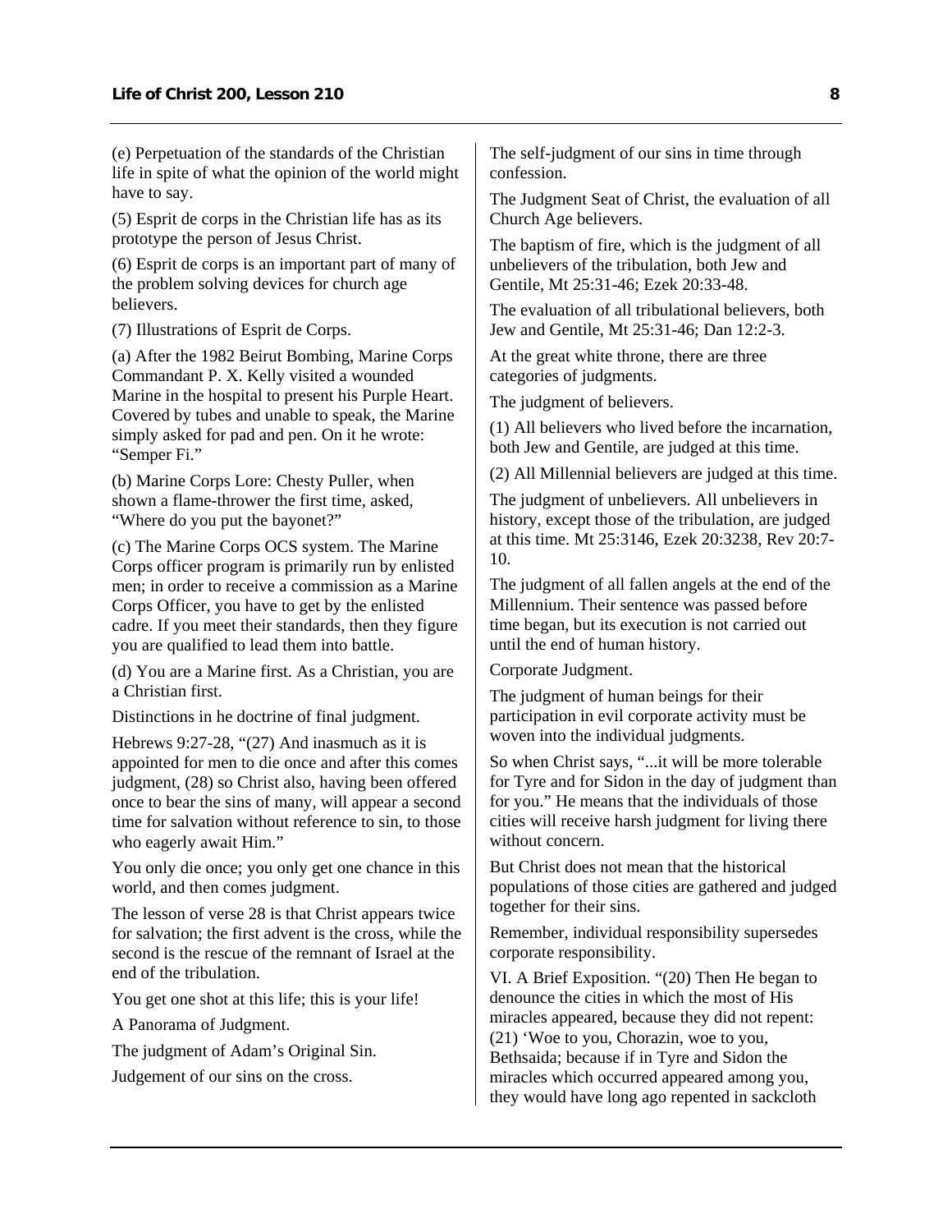(e) Perpetuation of the standards of the Christian life in spite of what the opinion of the world might have to say.

(5) Esprit de corps in the Christian life has as its prototype the person of Jesus Christ.

(6) Esprit de corps is an important part of many of the problem solving devices for church age believers.

(7) Illustrations of Esprit de Corps.

(a) After the 1982 Beirut Bombing, Marine Corps Commandant P. X. Kelly visited a wounded Marine in the hospital to present his Purple Heart. Covered by tubes and unable to speak, the Marine simply asked for pad and pen. On it he wrote: "Semper Fi."

(b) Marine Corps Lore: Chesty Puller, when shown a flame-thrower the first time, asked, "Where do you put the bayonet?"

(c) The Marine Corps OCS system. The Marine Corps officer program is primarily run by enlisted men; in order to receive a commission as a Marine Corps Officer, you have to get by the enlisted cadre. If you meet their standards, then they figure you are qualified to lead them into battle.

(d) You are a Marine first. As a Christian, you are a Christian first.

Distinctions in he doctrine of final judgment.

Hebrews 9:27-28, "(27) And inasmuch as it is appointed for men to die once and after this comes judgment, (28) so Christ also, having been offered once to bear the sins of many, will appear a second time for salvation without reference to sin, to those who eagerly await Him."

You only die once; you only get one chance in this world, and then comes judgment.

The lesson of verse 28 is that Christ appears twice for salvation; the first advent is the cross, while the second is the rescue of the remnant of Israel at the end of the tribulation.

You get one shot at this life; this is your life!

A Panorama of Judgment.

The judgment of Adam's Original Sin.

Judgement of our sins on the cross.

The self-judgment of our sins in time through confession.

The Judgment Seat of Christ, the evaluation of all Church Age believers.

The baptism of fire, which is the judgment of all unbelievers of the tribulation, both Jew and Gentile, Mt 25:31-46; Ezek 20:33-48.

The evaluation of all tribulational believers, both Jew and Gentile, Mt 25:31-46; Dan 12:2-3.

At the great white throne, there are three categories of judgments.

The judgment of believers.

(1) All believers who lived before the incarnation, both Jew and Gentile, are judged at this time.

(2) All Millennial believers are judged at this time.

The judgment of unbelievers. All unbelievers in history, except those of the tribulation, are judged at this time. Mt 25:3146, Ezek 20:3238, Rev 20:7-10.

The judgment of all fallen angels at the end of the Millennium. Their sentence was passed before time began, but its execution is not carried out until the end of human history.

Corporate Judgment.

The judgment of human beings for their participation in evil corporate activity must be woven into the individual judgments.

So when Christ says, "...it will be more tolerable for Tyre and for Sidon in the day of judgment than for you." He means that the individuals of those cities will receive harsh judgment for living there without concern.

But Christ does not mean that the historical populations of those cities are gathered and judged together for their sins.

Remember, individual responsibility supersedes corporate responsibility.

VI. A Brief Exposition. "(20) Then He began to denounce the cities in which the most of His miracles appeared, because they did not repent: (21) 'Woe to you, Chorazin, woe to you, Bethsaida; because if in Tyre and Sidon the miracles which occurred appeared among you, they would have long ago repented in sackcloth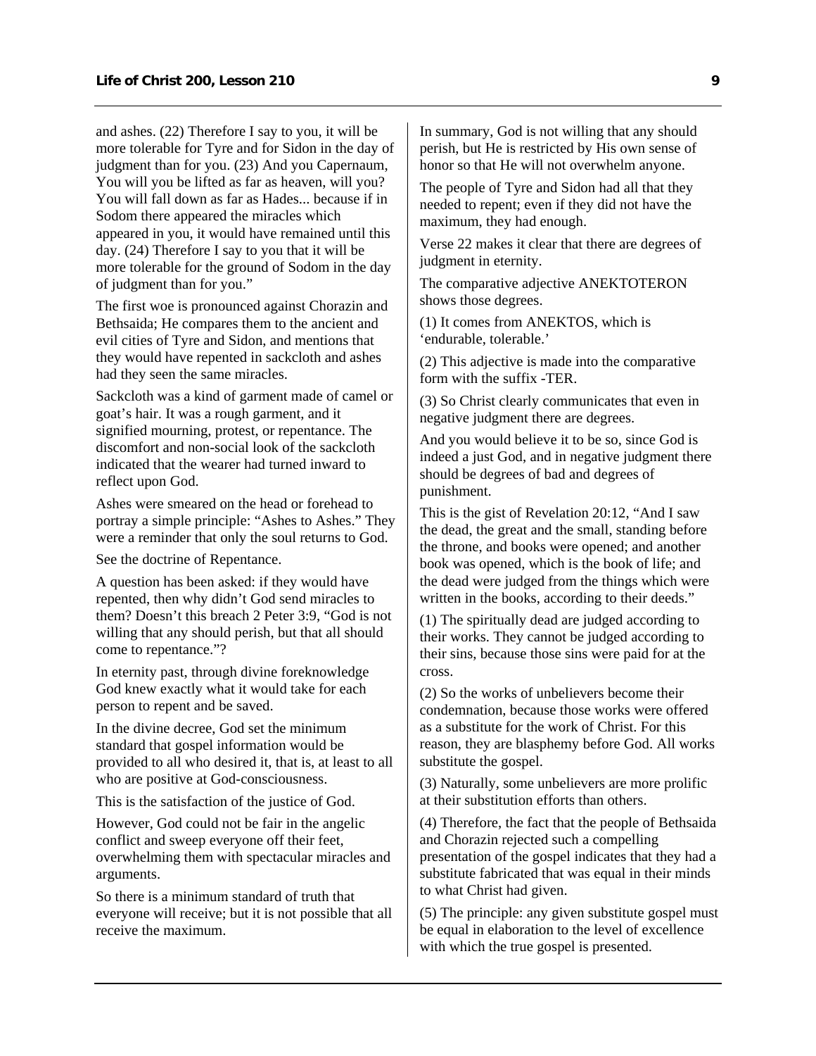and ashes. (22) Therefore I say to you, it will be more tolerable for Tyre and for Sidon in the day of judgment than for you. (23) And you Capernaum, You will you be lifted as far as heaven, will you? You will fall down as far as Hades... because if in Sodom there appeared the miracles which appeared in you, it would have remained until this day. (24) Therefore I say to you that it will be more tolerable for the ground of Sodom in the day of judgment than for you."

The first woe is pronounced against Chorazin and Bethsaida; He compares them to the ancient and evil cities of Tyre and Sidon, and mentions that they would have repented in sackcloth and ashes had they seen the same miracles.

Sackcloth was a kind of garment made of camel or goat's hair. It was a rough garment, and it signified mourning, protest, or repentance. The discomfort and non-social look of the sackcloth indicated that the wearer had turned inward to reflect upon God.

Ashes were smeared on the head or forehead to portray a simple principle: "Ashes to Ashes." They were a reminder that only the soul returns to God.

See the doctrine of Repentance.

A question has been asked: if they would have repented, then why didn't God send miracles to them? Doesn't this breach 2 Peter 3:9, "God is not willing that any should perish, but that all should come to repentance."?

In eternity past, through divine foreknowledge God knew exactly what it would take for each person to repent and be saved.

In the divine decree, God set the minimum standard that gospel information would be provided to all who desired it, that is, at least to all who are positive at God-consciousness.

This is the satisfaction of the justice of God.

However, God could not be fair in the angelic conflict and sweep everyone off their feet, overwhelming them with spectacular miracles and arguments.

So there is a minimum standard of truth that everyone will receive; but it is not possible that all receive the maximum.

In summary, God is not willing that any should perish, but He is restricted by His own sense of honor so that He will not overwhelm anyone.

The people of Tyre and Sidon had all that they needed to repent; even if they did not have the maximum, they had enough.

Verse 22 makes it clear that there are degrees of judgment in eternity.

The comparative adjective ANEKTOTERON shows those degrees.

(1) It comes from ANEKTOS, which is 'endurable, tolerable.'

(2) This adjective is made into the comparative form with the suffix -TER.

(3) So Christ clearly communicates that even in negative judgment there are degrees.

And you would believe it to be so, since God is indeed a just God, and in negative judgment there should be degrees of bad and degrees of punishment.

This is the gist of Revelation 20:12, "And I saw the dead, the great and the small, standing before the throne, and books were opened; and another book was opened, which is the book of life; and the dead were judged from the things which were written in the books, according to their deeds."

(1) The spiritually dead are judged according to their works. They cannot be judged according to their sins, because those sins were paid for at the cross.

(2) So the works of unbelievers become their condemnation, because those works were offered as a substitute for the work of Christ. For this reason, they are blasphemy before God. All works substitute the gospel.

(3) Naturally, some unbelievers are more prolific at their substitution efforts than others.

(4) Therefore, the fact that the people of Bethsaida and Chorazin rejected such a compelling presentation of the gospel indicates that they had a substitute fabricated that was equal in their minds to what Christ had given.

(5) The principle: any given substitute gospel must be equal in elaboration to the level of excellence with which the true gospel is presented.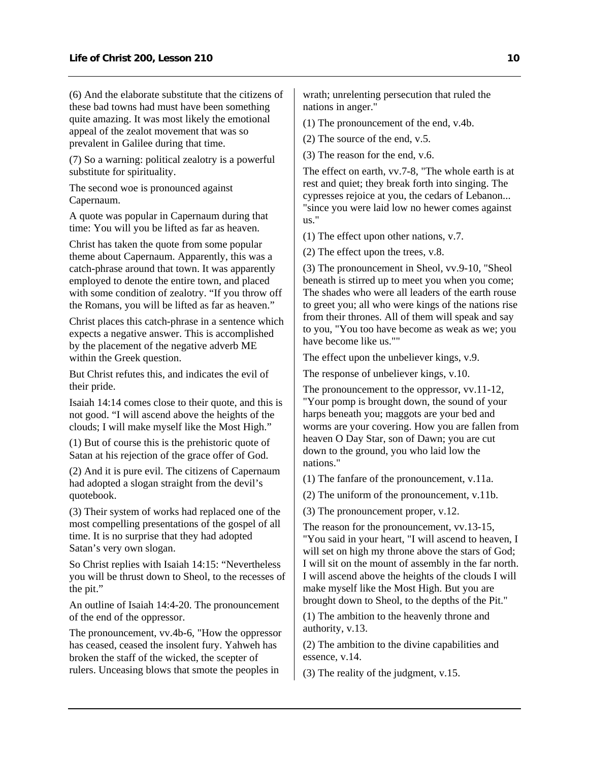(6) And the elaborate substitute that the citizens of these bad towns had must have been something quite amazing. It was most likely the emotional appeal of the zealot movement that was so prevalent in Galilee during that time.

(7) So a warning: political zealotry is a powerful substitute for spirituality.

The second woe is pronounced against Capernaum.

A quote was popular in Capernaum during that time: You will you be lifted as far as heaven.

Christ has taken the quote from some popular theme about Capernaum. Apparently, this was a catch-phrase around that town. It was apparently employed to denote the entire town, and placed with some condition of zealotry. "If you throw off the Romans, you will be lifted as far as heaven."

Christ places this catch-phrase in a sentence which expects a negative answer. This is accomplished by the placement of the negative adverb ME within the Greek question.

But Christ refutes this, and indicates the evil of their pride.

Isaiah 14:14 comes close to their quote, and this is not good. "I will ascend above the heights of the clouds; I will make myself like the Most High."

(1) But of course this is the prehistoric quote of Satan at his rejection of the grace offer of God.

(2) And it is pure evil. The citizens of Capernaum had adopted a slogan straight from the devil's quotebook.

(3) Their system of works had replaced one of the most compelling presentations of the gospel of all time. It is no surprise that they had adopted Satan's very own slogan.

So Christ replies with Isaiah 14:15: "Nevertheless you will be thrust down to Sheol, to the recesses of the pit."

An outline of Isaiah 14:4-20. The pronouncement of the end of the oppressor.

The pronouncement, vv.4b-6, "How the oppressor has ceased, ceased the insolent fury. Yahweh has broken the staff of the wicked, the scepter of rulers. Unceasing blows that smote the peoples in wrath; unrelenting persecution that ruled the nations in anger."

(1) The pronouncement of the end, v.4b.

(2) The source of the end, v.5.

(3) The reason for the end, v.6.

The effect on earth, vv.7-8, "The whole earth is at rest and quiet; they break forth into singing. The cypresses rejoice at you, the cedars of Lebanon... "since you were laid low no hewer comes against us."

(1) The effect upon other nations, v.7.

(2) The effect upon the trees, v.8.

(3) The pronouncement in Sheol, vv.9-10, "Sheol beneath is stirred up to meet you when you come; The shades who were all leaders of the earth rouse to greet you; all who were kings of the nations rise from their thrones. All of them will speak and say to you, "You too have become as weak as we; you have become like us.""

The effect upon the unbeliever kings, v.9.

The response of unbeliever kings, v.10.

The pronouncement to the oppressor, vv.11-12, "Your pomp is brought down, the sound of your harps beneath you; maggots are your bed and worms are your covering. How you are fallen from heaven O Day Star, son of Dawn; you are cut down to the ground, you who laid low the nations."

(1) The fanfare of the pronouncement, v.11a.

(2) The uniform of the pronouncement, v.11b.

(3) The pronouncement proper, v.12.

The reason for the pronouncement, vv.13-15, "You said in your heart, "I will ascend to heaven, I will set on high my throne above the stars of God; I will sit on the mount of assembly in the far north. I will ascend above the heights of the clouds I will make myself like the Most High. But you are brought down to Sheol, to the depths of the Pit."

(1) The ambition to the heavenly throne and authority, v.13.

(2) The ambition to the divine capabilities and essence, v.14.

(3) The reality of the judgment, v.15.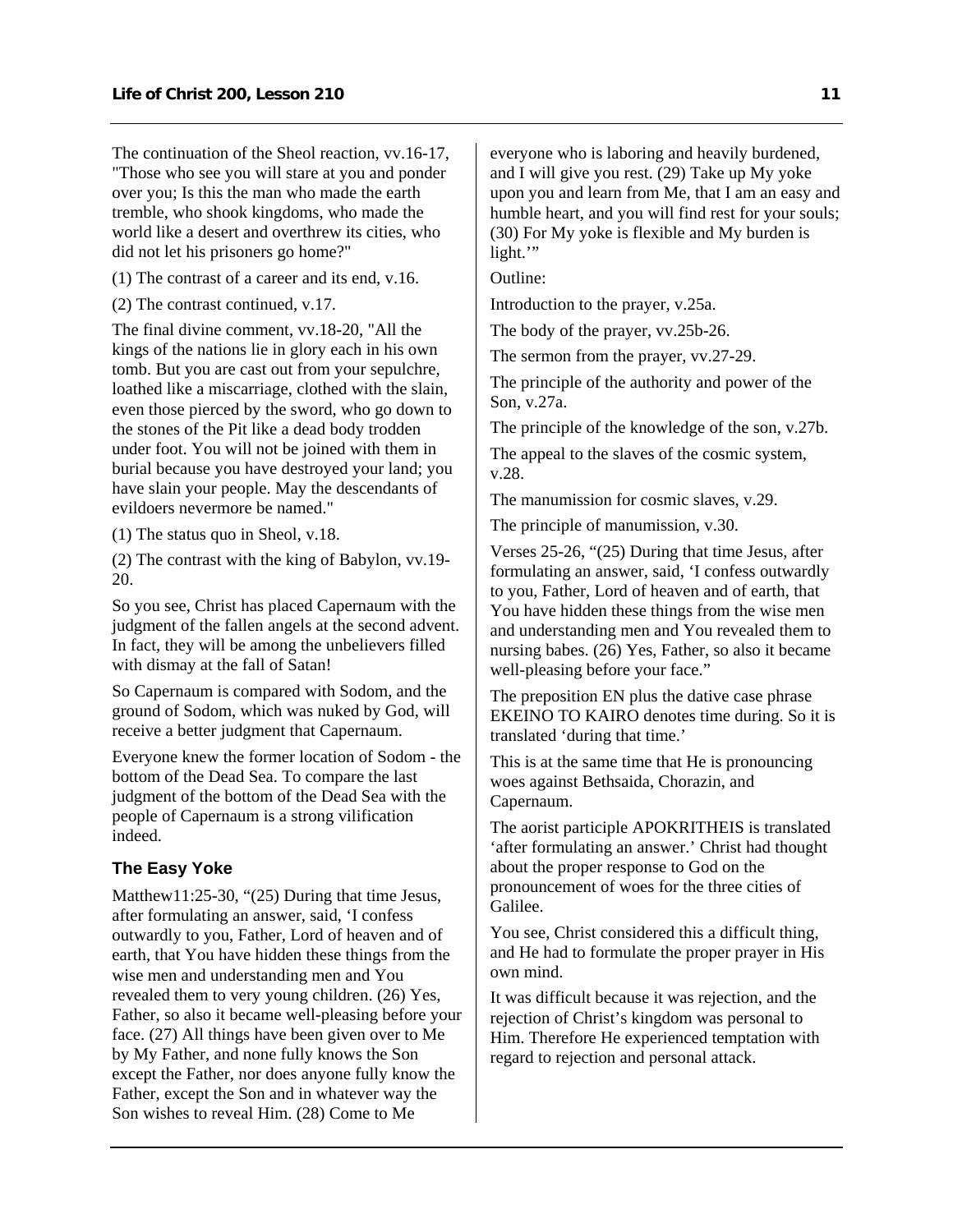The continuation of the Sheol reaction, vv.16-17, "Those who see you will stare at you and ponder over you; Is this the man who made the earth tremble, who shook kingdoms, who made the world like a desert and overthrew its cities, who did not let his prisoners go home?"

(1) The contrast of a career and its end, v.16.

(2) The contrast continued, v.17.

The final divine comment, vv.18-20, "All the kings of the nations lie in glory each in his own tomb. But you are cast out from your sepulchre, loathed like a miscarriage, clothed with the slain, even those pierced by the sword, who go down to the stones of the Pit like a dead body trodden under foot. You will not be joined with them in burial because you have destroyed your land; you have slain your people. May the descendants of evildoers nevermore be named."

(1) The status quo in Sheol, v.18.

(2) The contrast with the king of Babylon, vv.19-20.

So you see, Christ has placed Capernaum with the judgment of the fallen angels at the second advent. In fact, they will be among the unbelievers filled with dismay at the fall of Satan!

So Capernaum is compared with Sodom, and the ground of Sodom, which was nuked by God, will receive a better judgment that Capernaum.

Everyone knew the former location of Sodom - the bottom of the Dead Sea. To compare the last judgment of the bottom of the Dead Sea with the people of Capernaum is a strong vilification indeed.

### The Easy Yoke

Matthew11:25-30, "(25) During that time Jesus, after formulating an answer, said, 'I confess outwardly to you, Father, Lord of heaven and of earth, that You have hidden these things from the wise men and understanding men and You revealed them to very young children. (26) Yes, Father, so also it became well-pleasing before your face. (27) All things have been given over to Me by My Father, and none fully knows the Son except the Father, nor does anyone fully know the Father, except the Son and in whatever way the Son wishes to reveal Him. (28) Come to Me everyone who is laboring and heavily burdened, and I will give you rest. (29) Take up My yoke upon you and learn from Me, that I am an easy and humble heart, and you will find rest for your souls; (30) For My yoke is flexible and My burden is light.'"

Outline:

Introduction to the prayer, v.25a.

The body of the prayer, vv.25b-26.

The sermon from the prayer, vv.27-29.

The principle of the authority and power of the Son, v.27a.

The principle of the knowledge of the son, v.27b.

The appeal to the slaves of the cosmic system, v.28.

The manumission for cosmic slaves, v.29.

The principle of manumission, v.30.

Verses 25-26, "(25) During that time Jesus, after formulating an answer, said, 'I confess outwardly to you, Father, Lord of heaven and of earth, that You have hidden these things from the wise men and understanding men and You revealed them to nursing babes. (26) Yes, Father, so also it became well-pleasing before your face."

The preposition EN plus the dative case phrase EKEINO TO KAIRO denotes time during. So it is translated 'during that time.'

This is at the same time that He is pronouncing woes against Bethsaida, Chorazin, and Capernaum.

The aorist participle APOKRITHEIS is translated 'after formulating an answer.' Christ had thought about the proper response to God on the pronouncement of woes for the three cities of Galilee.

You see, Christ considered this a difficult thing, and He had to formulate the proper prayer in His own mind.

It was difficult because it was rejection, and the rejection of Christ's kingdom was personal to Him. Therefore He experienced temptation with regard to rejection and personal attack.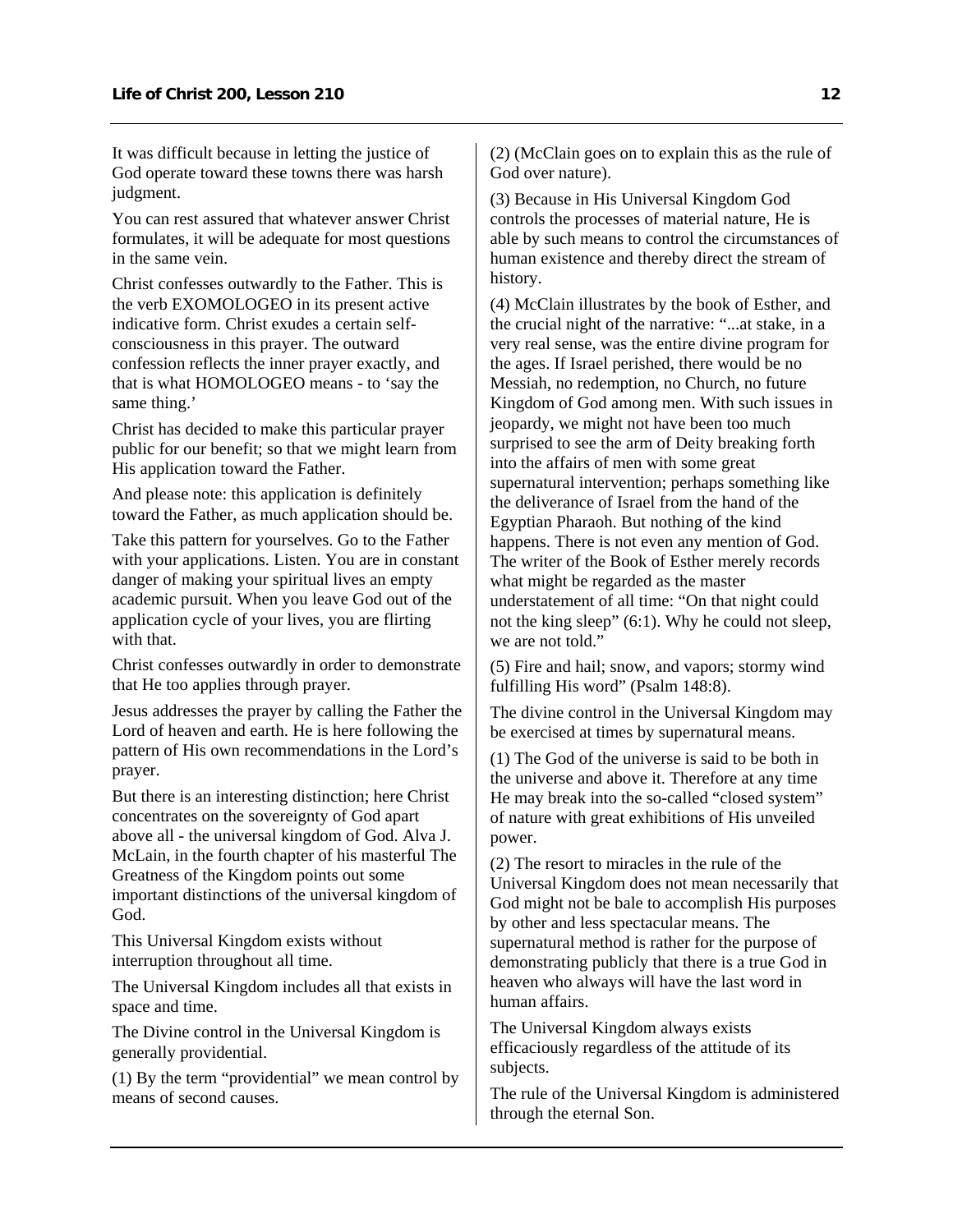It was difficult because in letting the justice of God operate toward these towns there was harsh judgment.

You can rest assured that whatever answer Christ formulates, it will be adequate for most questions in the same vein.

Christ confesses outwardly to the Father. This is the verb EXOMOLOGEO in its present active indicative form. Christ exudes a certain self-consciousness in this prayer. The outward confession reflects the inner prayer exactly, and that is what HOMOLOGEO means - to 'say the same thing.'

Christ has decided to make this particular prayer public for our benefit; so that we might learn from His application toward the Father.

And please note: this application is definitely toward the Father, as much application should be.

Take this pattern for yourselves. Go to the Father with your applications. Listen. You are in constant danger of making your spiritual lives an empty academic pursuit. When you leave God out of the application cycle of your lives, you are flirting with that.

Christ confesses outwardly in order to demonstrate that He too applies through prayer.

Jesus addresses the prayer by calling the Father the Lord of heaven and earth. He is here following the pattern of His own recommendations in the Lord's prayer.

But there is an interesting distinction; here Christ concentrates on the sovereignty of God apart above all - the universal kingdom of God. Alva J. McLain, in the fourth chapter of his masterful The Greatness of the Kingdom points out some important distinctions of the universal kingdom of God.

This Universal Kingdom exists without interruption throughout all time.

The Universal Kingdom includes all that exists in space and time.

The Divine control in the Universal Kingdom is generally providential.

(1) By the term "providential" we mean control by means of second causes.

(2) (McClain goes on to explain this as the rule of God over nature).

(3) Because in His Universal Kingdom God controls the processes of material nature, He is able by such means to control the circumstances of human existence and thereby direct the stream of history.

(4) McClain illustrates by the book of Esther, and the crucial night of the narrative: "...at stake, in a very real sense, was the entire divine program for the ages. If Israel perished, there would be no Messiah, no redemption, no Church, no future Kingdom of God among men. With such issues in jeopardy, we might not have been too much surprised to see the arm of Deity breaking forth into the affairs of men with some great supernatural intervention; perhaps something like the deliverance of Israel from the hand of the Egyptian Pharaoh. But nothing of the kind happens. There is not even any mention of God. The writer of the Book of Esther merely records what might be regarded as the master understatement of all time: "On that night could not the king sleep" (6:1). Why he could not sleep, we are not told."

(5) Fire and hail; snow, and vapors; stormy wind fulfilling His word" (Psalm 148:8).

The divine control in the Universal Kingdom may be exercised at times by supernatural means.

(1) The God of the universe is said to be both in the universe and above it. Therefore at any time He may break into the so-called "closed system" of nature with great exhibitions of His unveiled power.

(2) The resort to miracles in the rule of the Universal Kingdom does not mean necessarily that God might not be bale to accomplish His purposes by other and less spectacular means. The supernatural method is rather for the purpose of demonstrating publicly that there is a true God in heaven who always will have the last word in human affairs.

The Universal Kingdom always exists efficaciously regardless of the attitude of its subjects.

The rule of the Universal Kingdom is administered through the eternal Son.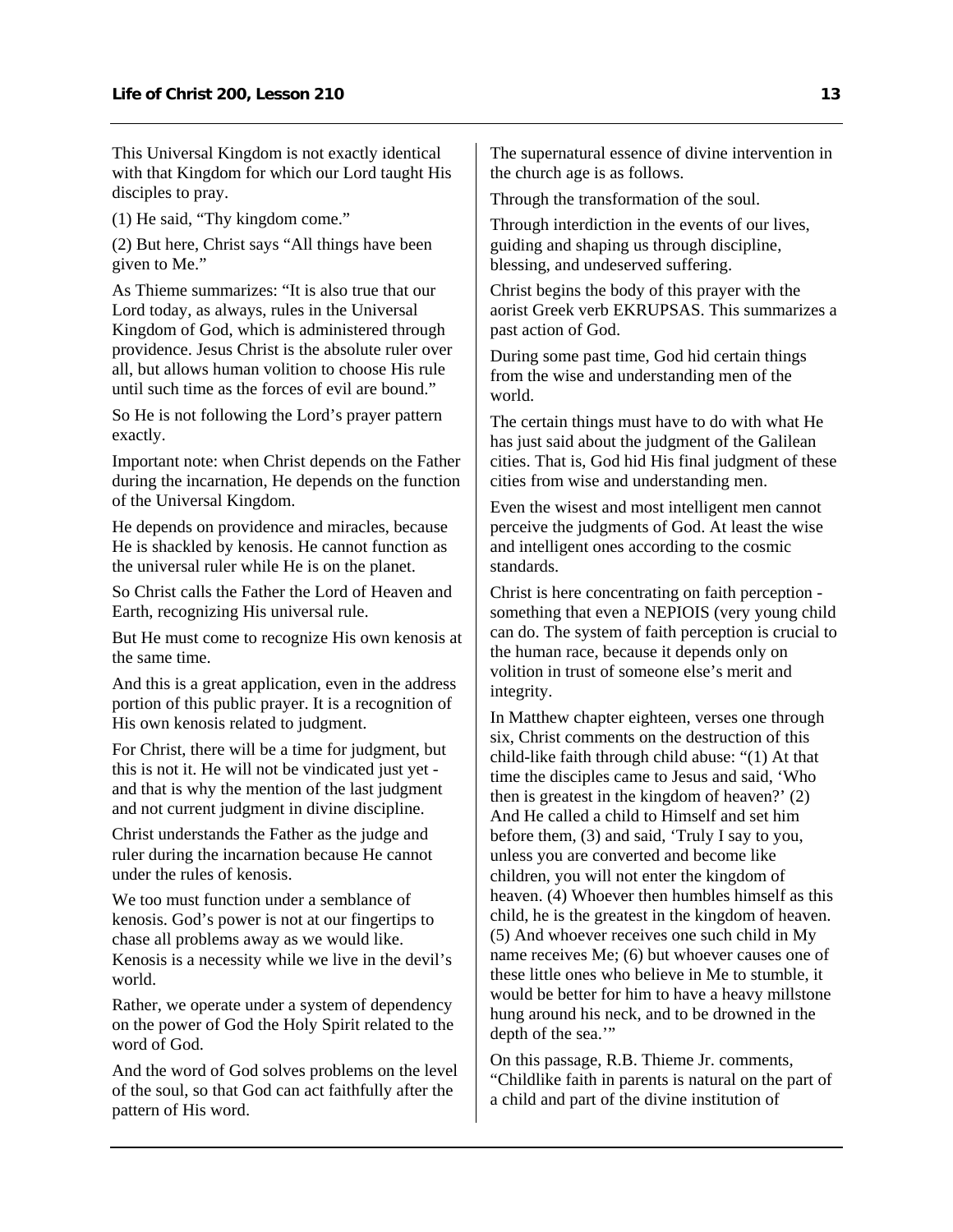This Universal Kingdom is not exactly identical with that Kingdom for which our Lord taught His disciples to pray.

(1) He said, "Thy kingdom come."

(2) But here, Christ says "All things have been given to Me."

As Thieme summarizes: "It is also true that our Lord today, as always, rules in the Universal Kingdom of God, which is administered through providence. Jesus Christ is the absolute ruler over all, but allows human volition to choose His rule until such time as the forces of evil are bound."

So He is not following the Lord's prayer pattern exactly.

Important note: when Christ depends on the Father during the incarnation, He depends on the function of the Universal Kingdom.

He depends on providence and miracles, because He is shackled by kenosis. He cannot function as the universal ruler while He is on the planet.

So Christ calls the Father the Lord of Heaven and Earth, recognizing His universal rule.

But He must come to recognize His own kenosis at the same time.

And this is a great application, even in the address portion of this public prayer. It is a recognition of His own kenosis related to judgment.

For Christ, there will be a time for judgment, but this is not it. He will not be vindicated just yet - and that is why the mention of the last judgment and not current judgment in divine discipline.

Christ understands the Father as the judge and ruler during the incarnation because He cannot under the rules of kenosis.

We too must function under a semblance of kenosis. God's power is not at our fingertips to chase all problems away as we would like. Kenosis is a necessity while we live in the devil's world.

Rather, we operate under a system of dependency on the power of God the Holy Spirit related to the word of God.

And the word of God solves problems on the level of the soul, so that God can act faithfully after the pattern of His word.

The supernatural essence of divine intervention in the church age is as follows.

Through the transformation of the soul.

Through interdiction in the events of our lives, guiding and shaping us through discipline, blessing, and undeserved suffering.

Christ begins the body of this prayer with the aorist Greek verb EKRUPSAS. This summarizes a past action of God.

During some past time, God hid certain things from the wise and understanding men of the world.

The certain things must have to do with what He has just said about the judgment of the Galilean cities. That is, God hid His final judgment of these cities from wise and understanding men.

Even the wisest and most intelligent men cannot perceive the judgments of God. At least the wise and intelligent ones according to the cosmic standards.

Christ is here concentrating on faith perception - something that even a NEPIOIS (very young child can do. The system of faith perception is crucial to the human race, because it depends only on volition in trust of someone else's merit and integrity.

In Matthew chapter eighteen, verses one through six, Christ comments on the destruction of this child-like faith through child abuse: "(1) At that time the disciples came to Jesus and said, 'Who then is greatest in the kingdom of heaven?' (2) And He called a child to Himself and set him before them, (3) and said, 'Truly I say to you, unless you are converted and become like children, you will not enter the kingdom of heaven. (4) Whoever then humbles himself as this child, he is the greatest in the kingdom of heaven. (5) And whoever receives one such child in My name receives Me; (6) but whoever causes one of these little ones who believe in Me to stumble, it would be better for him to have a heavy millstone hung around his neck, and to be drowned in the depth of the sea.'"

On this passage, R.B. Thieme Jr. comments, "Childlike faith in parents is natural on the part of a child and part of the divine institution of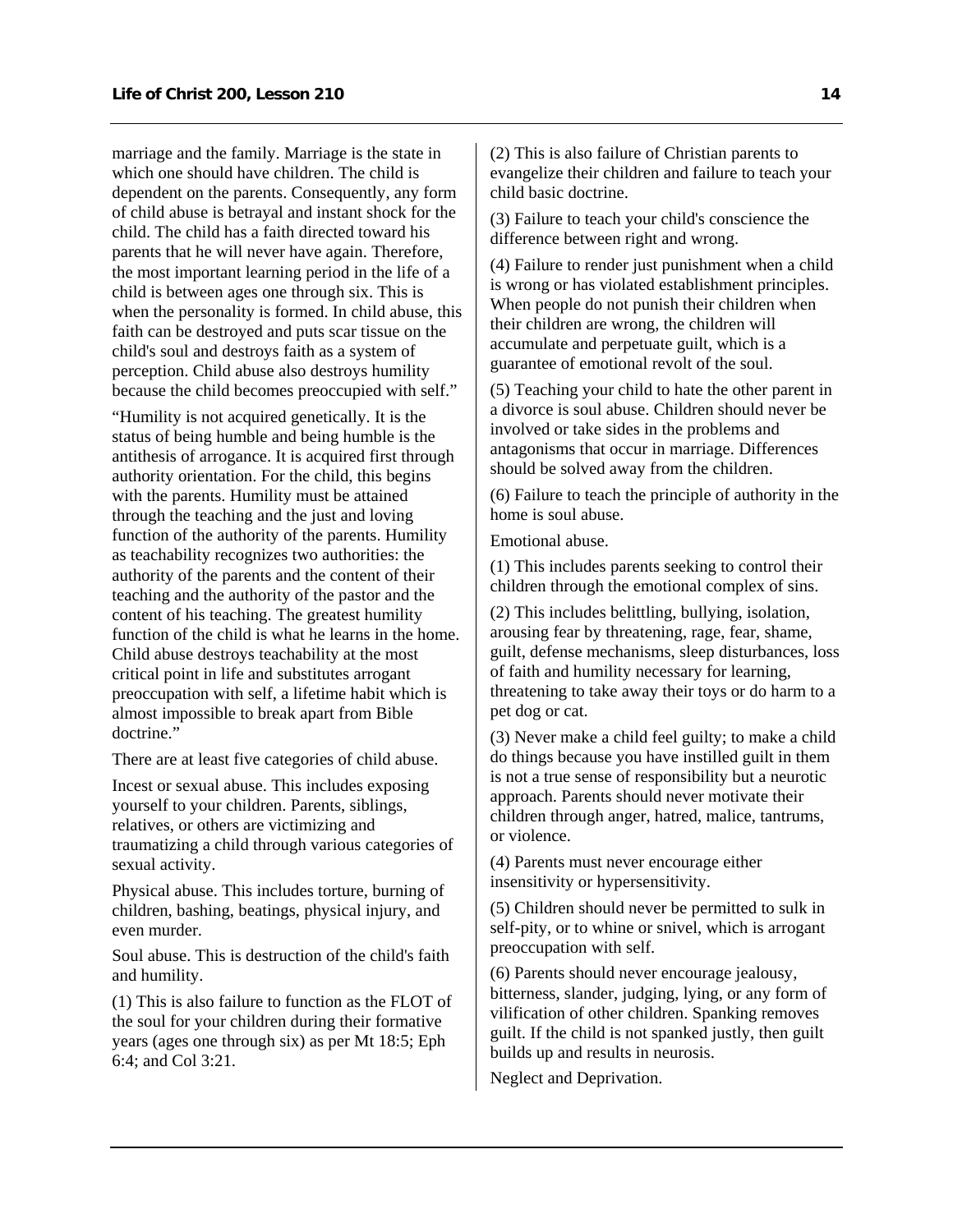marriage and the family. Marriage is the state in which one should have children. The child is dependent on the parents. Consequently, any form of child abuse is betrayal and instant shock for the child. The child has a faith directed toward his parents that he will never have again. Therefore, the most important learning period in the life of a child is between ages one through six. This is when the personality is formed. In child abuse, this faith can be destroyed and puts scar tissue on the child's soul and destroys faith as a system of perception. Child abuse also destroys humility because the child becomes preoccupied with self."

"Humility is not acquired genetically. It is the status of being humble and being humble is the antithesis of arrogance. It is acquired first through authority orientation. For the child, this begins with the parents. Humility must be attained through the teaching and the just and loving function of the authority of the parents. Humility as teachability recognizes two authorities: the authority of the parents and the content of their teaching and the authority of the pastor and the content of his teaching. The greatest humility function of the child is what he learns in the home. Child abuse destroys teachability at the most critical point in life and substitutes arrogant preoccupation with self, a lifetime habit which is almost impossible to break apart from Bible doctrine."

There are at least five categories of child abuse.

Incest or sexual abuse. This includes exposing yourself to your children. Parents, siblings, relatives, or others are victimizing and traumatizing a child through various categories of sexual activity.

Physical abuse. This includes torture, burning of children, bashing, beatings, physical injury, and even murder.

Soul abuse. This is destruction of the child's faith and humility.

(1) This is also failure to function as the FLOT of the soul for your children during their formative years (ages one through six) as per Mt 18:5; Eph 6:4; and Col 3:21.

(2) This is also failure of Christian parents to evangelize their children and failure to teach your child basic doctrine.

(3) Failure to teach your child's conscience the difference between right and wrong.

(4) Failure to render just punishment when a child is wrong or has violated establishment principles. When people do not punish their children when their children are wrong, the children will accumulate and perpetuate guilt, which is a guarantee of emotional revolt of the soul.

(5) Teaching your child to hate the other parent in a divorce is soul abuse. Children should never be involved or take sides in the problems and antagonisms that occur in marriage. Differences should be solved away from the children.

(6) Failure to teach the principle of authority in the home is soul abuse.

Emotional abuse.

(1) This includes parents seeking to control their children through the emotional complex of sins.

(2) This includes belittling, bullying, isolation, arousing fear by threatening, rage, fear, shame, guilt, defense mechanisms, sleep disturbances, loss of faith and humility necessary for learning, threatening to take away their toys or do harm to a pet dog or cat.

(3) Never make a child feel guilty; to make a child do things because you have instilled guilt in them is not a true sense of responsibility but a neurotic approach. Parents should never motivate their children through anger, hatred, malice, tantrums, or violence.

(4) Parents must never encourage either insensitivity or hypersensitivity.

(5) Children should never be permitted to sulk in self-pity, or to whine or snivel, which is arrogant preoccupation with self.

(6) Parents should never encourage jealousy, bitterness, slander, judging, lying, or any form of vilification of other children. Spanking removes guilt. If the child is not spanked justly, then guilt builds up and results in neurosis.

Neglect and Deprivation.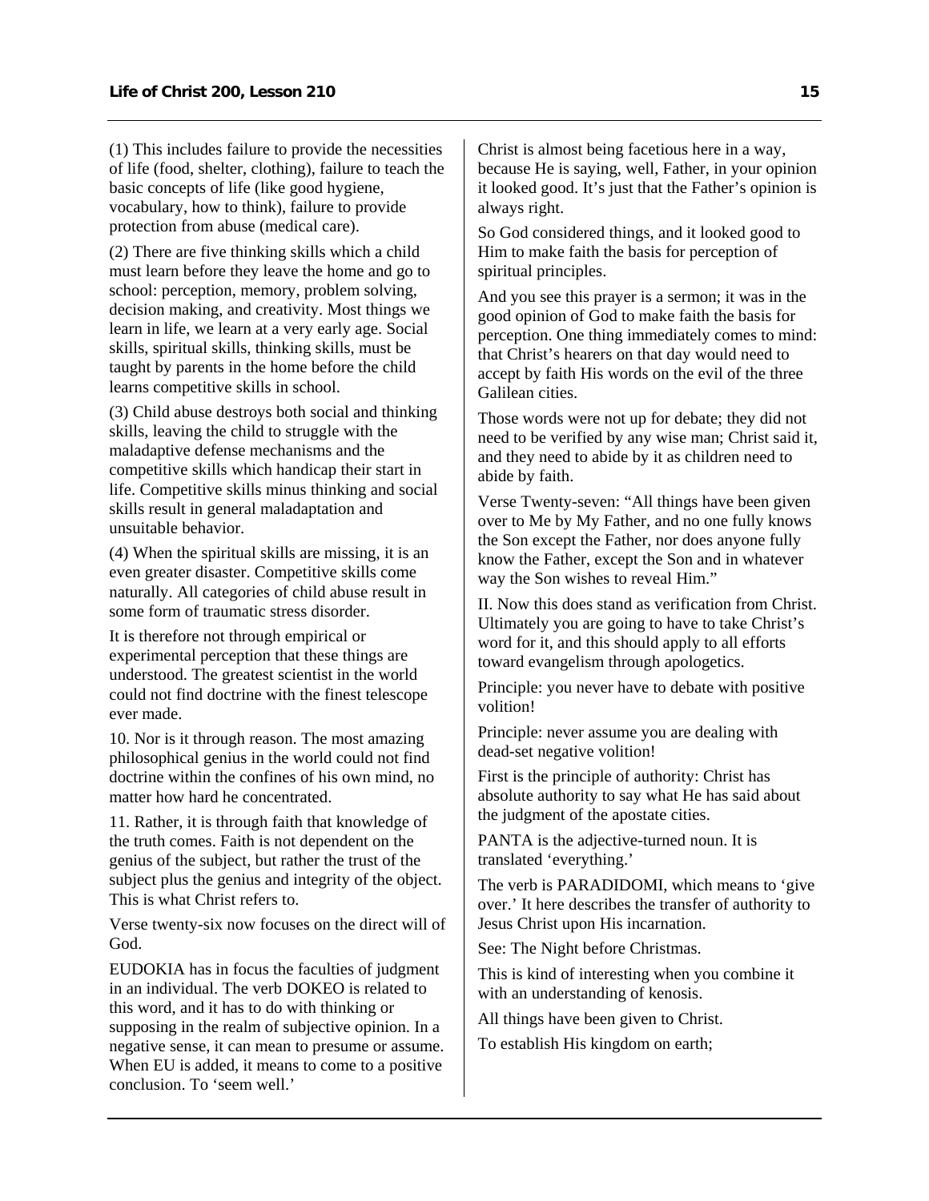(1) This includes failure to provide the necessities of life (food, shelter, clothing), failure to teach the basic concepts of life (like good hygiene, vocabulary, how to think), failure to provide protection from abuse (medical care).

(2) There are five thinking skills which a child must learn before they leave the home and go to school: perception, memory, problem solving, decision making, and creativity. Most things we learn in life, we learn at a very early age. Social skills, spiritual skills, thinking skills, must be taught by parents in the home before the child learns competitive skills in school.

(3) Child abuse destroys both social and thinking skills, leaving the child to struggle with the maladaptive defense mechanisms and the competitive skills which handicap their start in life. Competitive skills minus thinking and social skills result in general maladaptation and unsuitable behavior.

(4) When the spiritual skills are missing, it is an even greater disaster. Competitive skills come naturally. All categories of child abuse result in some form of traumatic stress disorder.

It is therefore not through empirical or experimental perception that these things are understood. The greatest scientist in the world could not find doctrine with the finest telescope ever made.

10. Nor is it through reason. The most amazing philosophical genius in the world could not find doctrine within the confines of his own mind, no matter how hard he concentrated.

11. Rather, it is through faith that knowledge of the truth comes. Faith is not dependent on the genius of the subject, but rather the trust of the subject plus the genius and integrity of the object. This is what Christ refers to.

Verse twenty-six now focuses on the direct will of God.

EUDOKIA has in focus the faculties of judgment in an individual. The verb DOKEO is related to this word, and it has to do with thinking or supposing in the realm of subjective opinion. In a negative sense, it can mean to presume or assume. When EU is added, it means to come to a positive conclusion. To 'seem well.'

Christ is almost being facetious here in a way, because He is saying, well, Father, in your opinion it looked good. It's just that the Father's opinion is always right.

So God considered things, and it looked good to Him to make faith the basis for perception of spiritual principles.

And you see this prayer is a sermon; it was in the good opinion of God to make faith the basis for perception. One thing immediately comes to mind: that Christ's hearers on that day would need to accept by faith His words on the evil of the three Galilean cities.

Those words were not up for debate; they did not need to be verified by any wise man; Christ said it, and they need to abide by it as children need to abide by faith.

Verse Twenty-seven: "All things have been given over to Me by My Father, and no one fully knows the Son except the Father, nor does anyone fully know the Father, except the Son and in whatever way the Son wishes to reveal Him."

II. Now this does stand as verification from Christ. Ultimately you are going to have to take Christ's word for it, and this should apply to all efforts toward evangelism through apologetics.

Principle: you never have to debate with positive volition!

Principle: never assume you are dealing with dead-set negative volition!

First is the principle of authority: Christ has absolute authority to say what He has said about the judgment of the apostate cities.

PANTA is the adjective-turned noun. It is translated 'everything.'

The verb is PARADIDOMI, which means to 'give over.' It here describes the transfer of authority to Jesus Christ upon His incarnation.

See: The Night before Christmas.

This is kind of interesting when you combine it with an understanding of kenosis.

All things have been given to Christ.

To establish His kingdom on earth;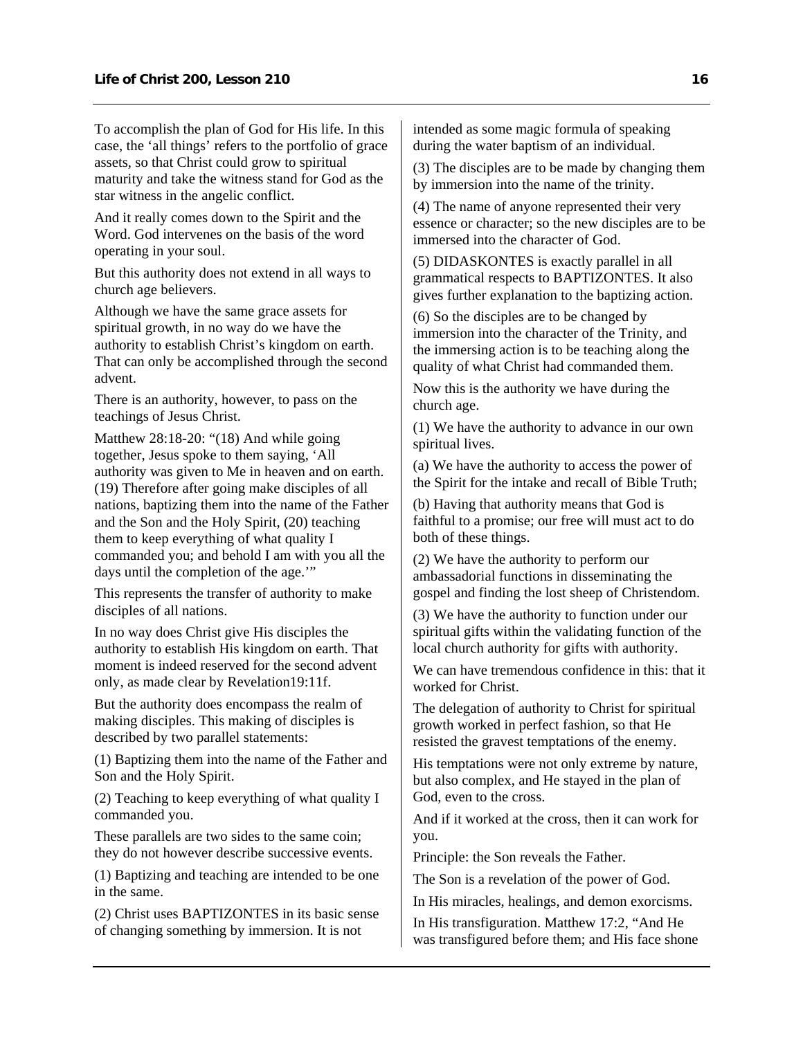To accomplish the plan of God for His life. In this case, the 'all things' refers to the portfolio of grace assets, so that Christ could grow to spiritual maturity and take the witness stand for God as the star witness in the angelic conflict.

And it really comes down to the Spirit and the Word. God intervenes on the basis of the word operating in your soul.

But this authority does not extend in all ways to church age believers.

Although we have the same grace assets for spiritual growth, in no way do we have the authority to establish Christ's kingdom on earth. That can only be accomplished through the second advent.

There is an authority, however, to pass on the teachings of Jesus Christ.

Matthew 28:18-20: "(18) And while going together, Jesus spoke to them saying, 'All authority was given to Me in heaven and on earth. (19) Therefore after going make disciples of all nations, baptizing them into the name of the Father and the Son and the Holy Spirit, (20) teaching them to keep everything of what quality I commanded you; and behold I am with you all the days until the completion of the age.'"

This represents the transfer of authority to make disciples of all nations.

In no way does Christ give His disciples the authority to establish His kingdom on earth. That moment is indeed reserved for the second advent only, as made clear by Revelation19:11f.

But the authority does encompass the realm of making disciples. This making of disciples is described by two parallel statements:

(1) Baptizing them into the name of the Father and Son and the Holy Spirit.

(2) Teaching to keep everything of what quality I commanded you.

These parallels are two sides to the same coin; they do not however describe successive events.

(1) Baptizing and teaching are intended to be one in the same.

(2) Christ uses BAPTIZONTES in its basic sense of changing something by immersion. It is not intended as some magic formula of speaking during the water baptism of an individual.

(3) The disciples are to be made by changing them by immersion into the name of the trinity.

(4) The name of anyone represented their very essence or character; so the new disciples are to be immersed into the character of God.

(5) DIDASKONTES is exactly parallel in all grammatical respects to BAPTIZONTES. It also gives further explanation to the baptizing action.

(6) So the disciples are to be changed by immersion into the character of the Trinity, and the immersing action is to be teaching along the quality of what Christ had commanded them.

Now this is the authority we have during the church age.

(1) We have the authority to advance in our own spiritual lives.

(a) We have the authority to access the power of the Spirit for the intake and recall of Bible Truth;

(b) Having that authority means that God is faithful to a promise; our free will must act to do both of these things.

(2) We have the authority to perform our ambassadorial functions in disseminating the gospel and finding the lost sheep of Christendom.

(3) We have the authority to function under our spiritual gifts within the validating function of the local church authority for gifts with authority.

We can have tremendous confidence in this: that it worked for Christ.

The delegation of authority to Christ for spiritual growth worked in perfect fashion, so that He resisted the gravest temptations of the enemy.

His temptations were not only extreme by nature, but also complex, and He stayed in the plan of God, even to the cross.

And if it worked at the cross, then it can work for you.

Principle: the Son reveals the Father.

The Son is a revelation of the power of God.

In His miracles, healings, and demon exorcisms.

In His transfiguration. Matthew 17:2, "And He was transfigured before them; and His face shone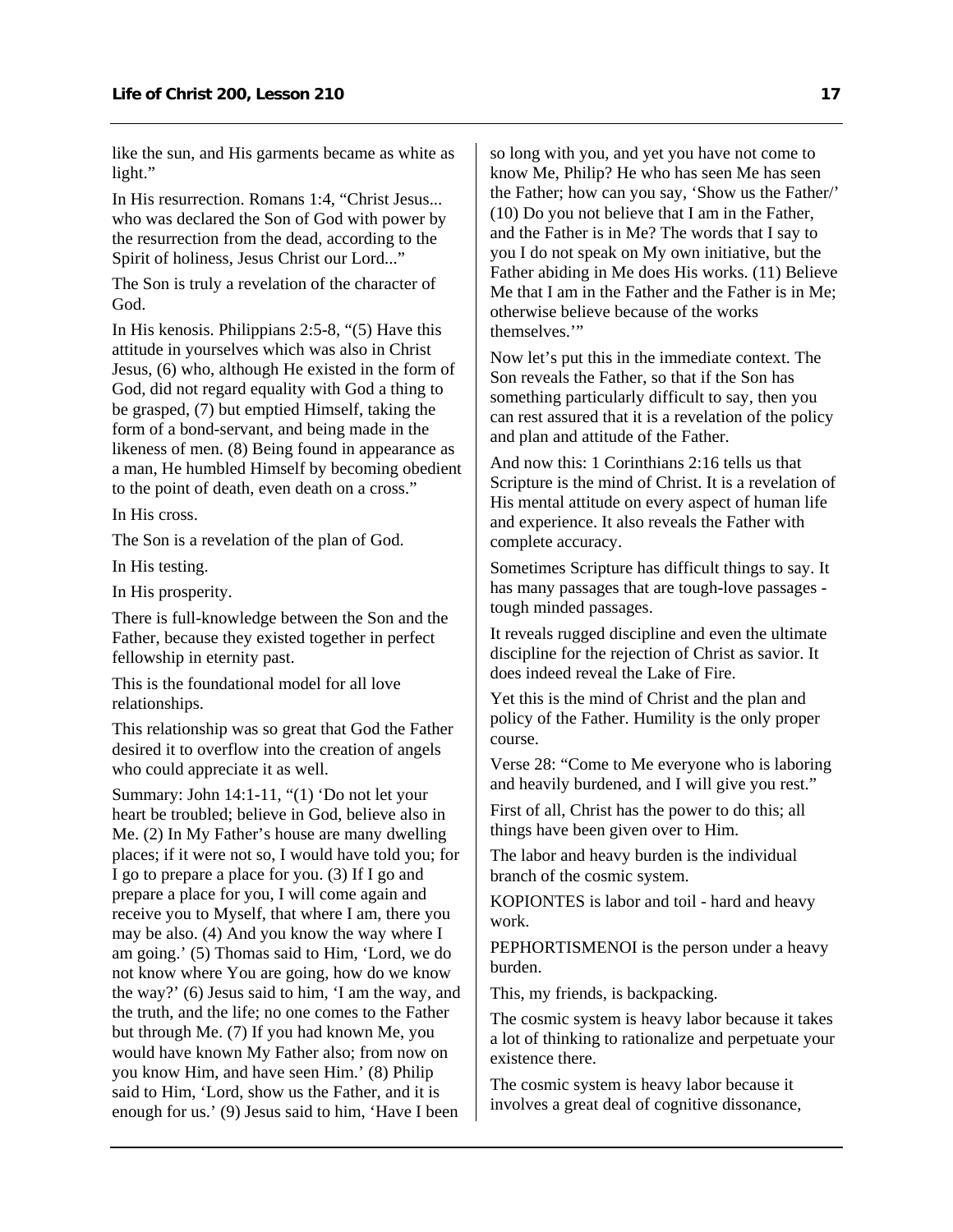like the sun, and His garments became as white as light."

In His resurrection. Romans 1:4, "Christ Jesus... who was declared the Son of God with power by the resurrection from the dead, according to the Spirit of holiness, Jesus Christ our Lord..."

The Son is truly a revelation of the character of God.

In His kenosis. Philippians 2:5-8, "(5) Have this attitude in yourselves which was also in Christ Jesus, (6) who, although He existed in the form of God, did not regard equality with God a thing to be grasped, (7) but emptied Himself, taking the form of a bond-servant, and being made in the likeness of men. (8) Being found in appearance as a man, He humbled Himself by becoming obedient to the point of death, even death on a cross."

In His cross.

The Son is a revelation of the plan of God.

In His testing.

In His prosperity.

There is full-knowledge between the Son and the Father, because they existed together in perfect fellowship in eternity past.

This is the foundational model for all love relationships.

This relationship was so great that God the Father desired it to overflow into the creation of angels who could appreciate it as well.

Summary: John 14:1-11, "(1) 'Do not let your heart be troubled; believe in God, believe also in Me. (2) In My Father's house are many dwelling places; if it were not so, I would have told you; for I go to prepare a place for you. (3) If I go and prepare a place for you, I will come again and receive you to Myself, that where I am, there you may be also. (4) And you know the way where I am going.' (5) Thomas said to Him, 'Lord, we do not know where You are going, how do we know the way?' (6) Jesus said to him, 'I am the way, and the truth, and the life; no one comes to the Father but through Me. (7) If you had known Me, you would have known My Father also; from now on you know Him, and have seen Him.' (8) Philip said to Him, 'Lord, show us the Father, and it is enough for us.' (9) Jesus said to him, 'Have I been so long with you, and yet you have not come to know Me, Philip? He who has seen Me has seen the Father; how can you say, 'Show us the Father/' (10) Do you not believe that I am in the Father, and the Father is in Me? The words that I say to you I do not speak on My own initiative, but the Father abiding in Me does His works. (11) Believe Me that I am in the Father and the Father is in Me; otherwise believe because of the works themselves.'"

Now let's put this in the immediate context. The Son reveals the Father, so that if the Son has something particularly difficult to say, then you can rest assured that it is a revelation of the policy and plan and attitude of the Father.

And now this: 1 Corinthians 2:16 tells us that Scripture is the mind of Christ. It is a revelation of His mental attitude on every aspect of human life and experience. It also reveals the Father with complete accuracy.

Sometimes Scripture has difficult things to say. It has many passages that are tough-love passages - tough minded passages.

It reveals rugged discipline and even the ultimate discipline for the rejection of Christ as savior. It does indeed reveal the Lake of Fire.

Yet this is the mind of Christ and the plan and policy of the Father. Humility is the only proper course.

Verse 28: "Come to Me everyone who is laboring and heavily burdened, and I will give you rest."

First of all, Christ has the power to do this; all things have been given over to Him.

The labor and heavy burden is the individual branch of the cosmic system.

KOPIONTES is labor and toil - hard and heavy work.

PEPHORTISMENOI is the person under a heavy burden.

This, my friends, is backpacking.

The cosmic system is heavy labor because it takes a lot of thinking to rationalize and perpetuate your existence there.

The cosmic system is heavy labor because it involves a great deal of cognitive dissonance,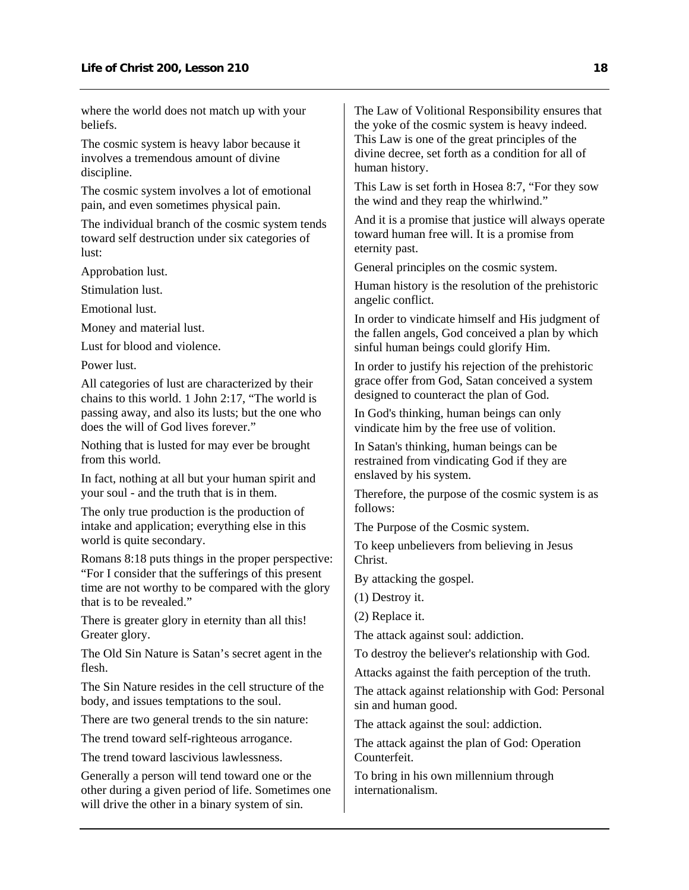where the world does not match up with your beliefs.

The cosmic system is heavy labor because it involves a tremendous amount of divine discipline.

The cosmic system involves a lot of emotional pain, and even sometimes physical pain.

The individual branch of the cosmic system tends toward self destruction under six categories of lust:

Approbation lust.

Stimulation lust.

Emotional lust.

Money and material lust.

Lust for blood and violence.

Power lust.

All categories of lust are characterized by their chains to this world. 1 John 2:17, "The world is passing away, and also its lusts; but the one who does the will of God lives forever."

Nothing that is lusted for may ever be brought from this world.

In fact, nothing at all but your human spirit and your soul - and the truth that is in them.

The only true production is the production of intake and application; everything else in this world is quite secondary.

Romans 8:18 puts things in the proper perspective: "For I consider that the sufferings of this present time are not worthy to be compared with the glory that is to be revealed."

There is greater glory in eternity than all this! Greater glory.

The Old Sin Nature is Satan's secret agent in the flesh.

The Sin Nature resides in the cell structure of the body, and issues temptations to the soul.

There are two general trends to the sin nature:

The trend toward self-righteous arrogance.

The trend toward lascivious lawlessness.

Generally a person will tend toward one or the other during a given period of life. Sometimes one will drive the other in a binary system of sin.

The Law of Volitional Responsibility ensures that the yoke of the cosmic system is heavy indeed. This Law is one of the great principles of the divine decree, set forth as a condition for all of human history.

This Law is set forth in Hosea 8:7, "For they sow the wind and they reap the whirlwind."

And it is a promise that justice will always operate toward human free will. It is a promise from eternity past.

General principles on the cosmic system.

Human history is the resolution of the prehistoric angelic conflict.

In order to vindicate himself and His judgment of the fallen angels, God conceived a plan by which sinful human beings could glorify Him.

In order to justify his rejection of the prehistoric grace offer from God, Satan conceived a system designed to counteract the plan of God.

In God's thinking, human beings can only vindicate him by the free use of volition.

In Satan's thinking, human beings can be restrained from vindicating God if they are enslaved by his system.

Therefore, the purpose of the cosmic system is as follows:

The Purpose of the Cosmic system.

To keep unbelievers from believing in Jesus Christ.

By attacking the gospel.

(1) Destroy it.

(2) Replace it.

The attack against soul: addiction.

To destroy the believer's relationship with God.

Attacks against the faith perception of the truth.

The attack against relationship with God: Personal sin and human good.

The attack against the soul: addiction.

The attack against the plan of God: Operation Counterfeit.

To bring in his own millennium through internationalism.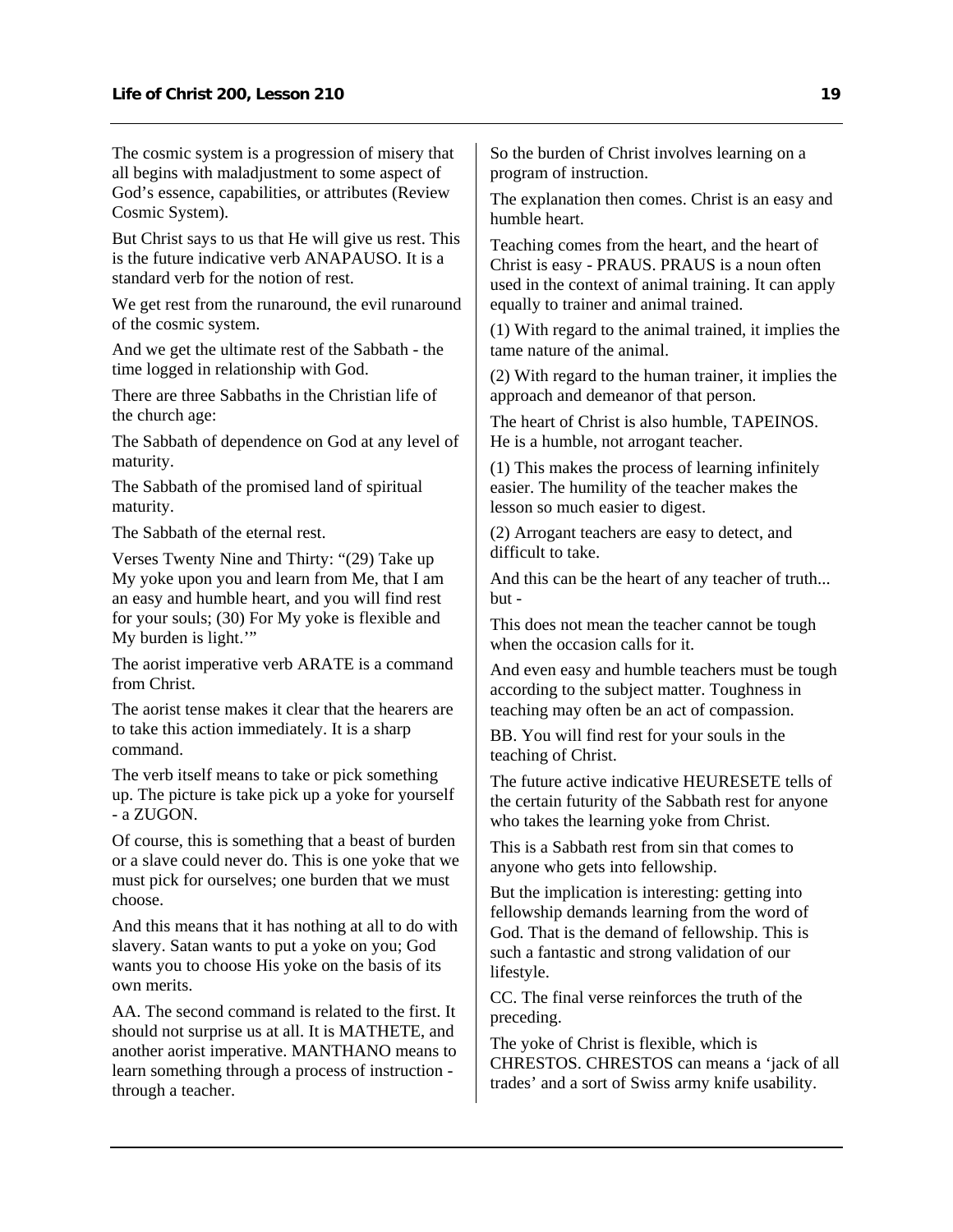The cosmic system is a progression of misery that all begins with maladjustment to some aspect of God's essence, capabilities, or attributes (Review Cosmic System).

But Christ says to us that He will give us rest. This is the future indicative verb ANAPAUSO. It is a standard verb for the notion of rest.

We get rest from the runaround, the evil runaround of the cosmic system.

And we get the ultimate rest of the Sabbath - the time logged in relationship with God.

There are three Sabbaths in the Christian life of the church age:

The Sabbath of dependence on God at any level of maturity.

The Sabbath of the promised land of spiritual maturity.

The Sabbath of the eternal rest.

Verses Twenty Nine and Thirty: "(29) Take up My yoke upon you and learn from Me, that I am an easy and humble heart, and you will find rest for your souls; (30) For My yoke is flexible and My burden is light.'"

The aorist imperative verb ARATE is a command from Christ.

The aorist tense makes it clear that the hearers are to take this action immediately. It is a sharp command.

The verb itself means to take or pick something up. The picture is take pick up a yoke for yourself - a ZUGON.

Of course, this is something that a beast of burden or a slave could never do. This is one yoke that we must pick for ourselves; one burden that we must choose.

And this means that it has nothing at all to do with slavery. Satan wants to put a yoke on you; God wants you to choose His yoke on the basis of its own merits.

AA. The second command is related to the first. It should not surprise us at all. It is MATHETE, and another aorist imperative. MANTHANO means to learn something through a process of instruction - through a teacher.

So the burden of Christ involves learning on a program of instruction.

The explanation then comes. Christ is an easy and humble heart.

Teaching comes from the heart, and the heart of Christ is easy - PRAUS. PRAUS is a noun often used in the context of animal training. It can apply equally to trainer and animal trained.

(1) With regard to the animal trained, it implies the tame nature of the animal.

(2) With regard to the human trainer, it implies the approach and demeanor of that person.

The heart of Christ is also humble, TAPEINOS. He is a humble, not arrogant teacher.

(1) This makes the process of learning infinitely easier. The humility of the teacher makes the lesson so much easier to digest.

(2) Arrogant teachers are easy to detect, and difficult to take.

And this can be the heart of any teacher of truth... but -

This does not mean the teacher cannot be tough when the occasion calls for it.

And even easy and humble teachers must be tough according to the subject matter. Toughness in teaching may often be an act of compassion.

BB. You will find rest for your souls in the teaching of Christ.

The future active indicative HEURESETE tells of the certain futurity of the Sabbath rest for anyone who takes the learning yoke from Christ.

This is a Sabbath rest from sin that comes to anyone who gets into fellowship.

But the implication is interesting: getting into fellowship demands learning from the word of God. That is the demand of fellowship. This is such a fantastic and strong validation of our lifestyle.

CC. The final verse reinforces the truth of the preceding.

The yoke of Christ is flexible, which is CHRESTOS. CHRESTOS can means a 'jack of all trades' and a sort of Swiss army knife usability.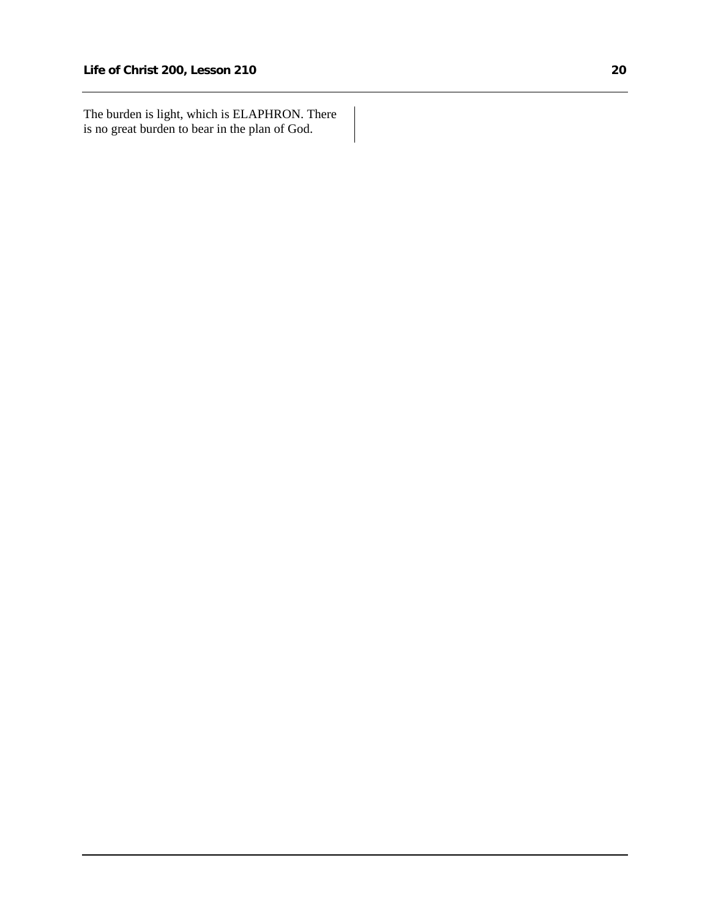The burden is light, which is ELAPHRON. There is no great burden to bear in the plan of God.